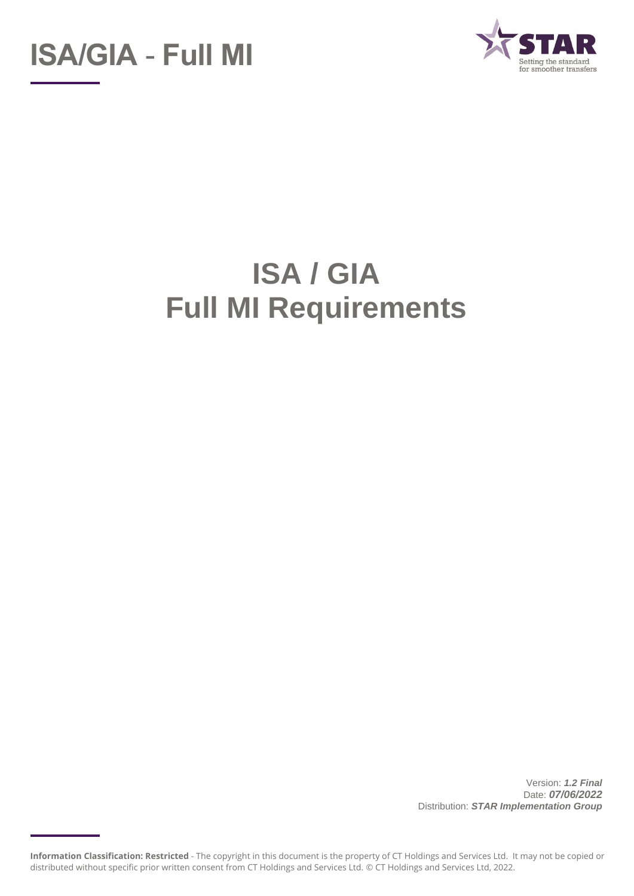# ISA / GIA
# Full MI Requirements

Version: ***1.2 Final***
Date: ***07/06/2022***
Distribution: ***STAR Implementation Group***

**Information Classification: Restricted** - The copyright in this document is the property of CT Holdings and Services Ltd. It may not be copied or distributed without specific prior written consent from CT Holdings and Services Ltd. © CT Holdings and Services Ltd, 2022.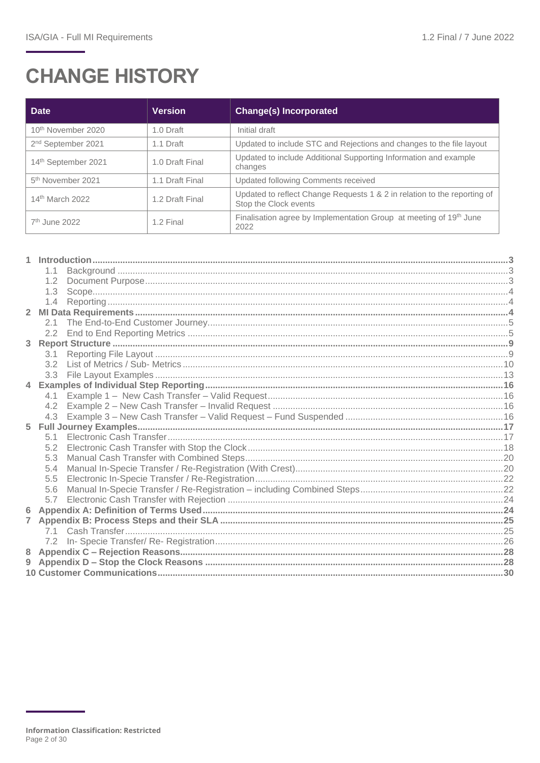# CHANGE HISTORY

| Date | Version | Change(s) Incorporated |
|---|---|---|
| 10th November 2020 | 1.0 Draft | Initial draft |
| 2nd September 2021 | 1.1 Draft | Updated to include STC and Rejections and changes to the file layout |
| 14th September 2021 | 1.0 Draft Final | Updated to include Additional Supporting Information and example changes |
| 5th November 2021 | 1.1 Draft Final | Updated following Comments received |
| 14th March 2022 | 1.2 Draft Final | Updated to reflect Change Requests 1 & 2 in relation to the reporting of Stop the Clock events |
| 7th June 2022 | 1.2 Final | Finalisation agree by Implementation Group at meeting of 19th June 2022 |

- **1 Introduction** ..... 3
  - 1.1 Background ..... 3
  - 1.2 Document Purpose ..... 3
  - 1.3 Scope ..... 4
  - 1.4 Reporting ..... 4
- **2 MI Data Requirements** ..... 4
  - 2.1 The End-to-End Customer Journey ..... 5
  - 2.2 End to End Reporting Metrics ..... 5
- **3 Report Structure** ..... 9
  - 3.1 Reporting File Layout ..... 9
  - 3.2 List of Metrics / Sub- Metrics ..... 10
  - 3.3 File Layout Examples ..... 13
- **4 Examples of Individual Step Reporting** ..... 16
  - 4.1 Example 1 – New Cash Transfer – Valid Request ..... 16
  - 4.2 Example 2 – New Cash Transfer – Invalid Request ..... 16
  - 4.3 Example 3 – New Cash Transfer – Valid Request – Fund Suspended ..... 16
- **5 Full Journey Examples** ..... 17
  - 5.1 Electronic Cash Transfer ..... 17
  - 5.2 Electronic Cash Transfer with Stop the Clock ..... 18
  - 5.3 Manual Cash Transfer with Combined Steps ..... 20
  - 5.4 Manual In-Specie Transfer / Re-Registration (With Crest) ..... 20
  - 5.5 Electronic In-Specie Transfer / Re-Registration ..... 22
  - 5.6 Manual In-Specie Transfer / Re-Registration – including Combined Steps ..... 22
  - 5.7 Electronic Cash Transfer with Rejection ..... 24
- **6 Appendix A: Definition of Terms Used** ..... 24
- **7 Appendix B: Process Steps and their SLA** ..... 25
  - 7.1 Cash Transfer ..... 25
  - 7.2 In- Specie Transfer/ Re- Registration ..... 26
- **8 Appendix C – Rejection Reasons** ..... 28
- **9 Appendix D – Stop the Clock Reasons** ..... 28
- **10 Customer Communications** ..... 30

**Information Classification: Restricted**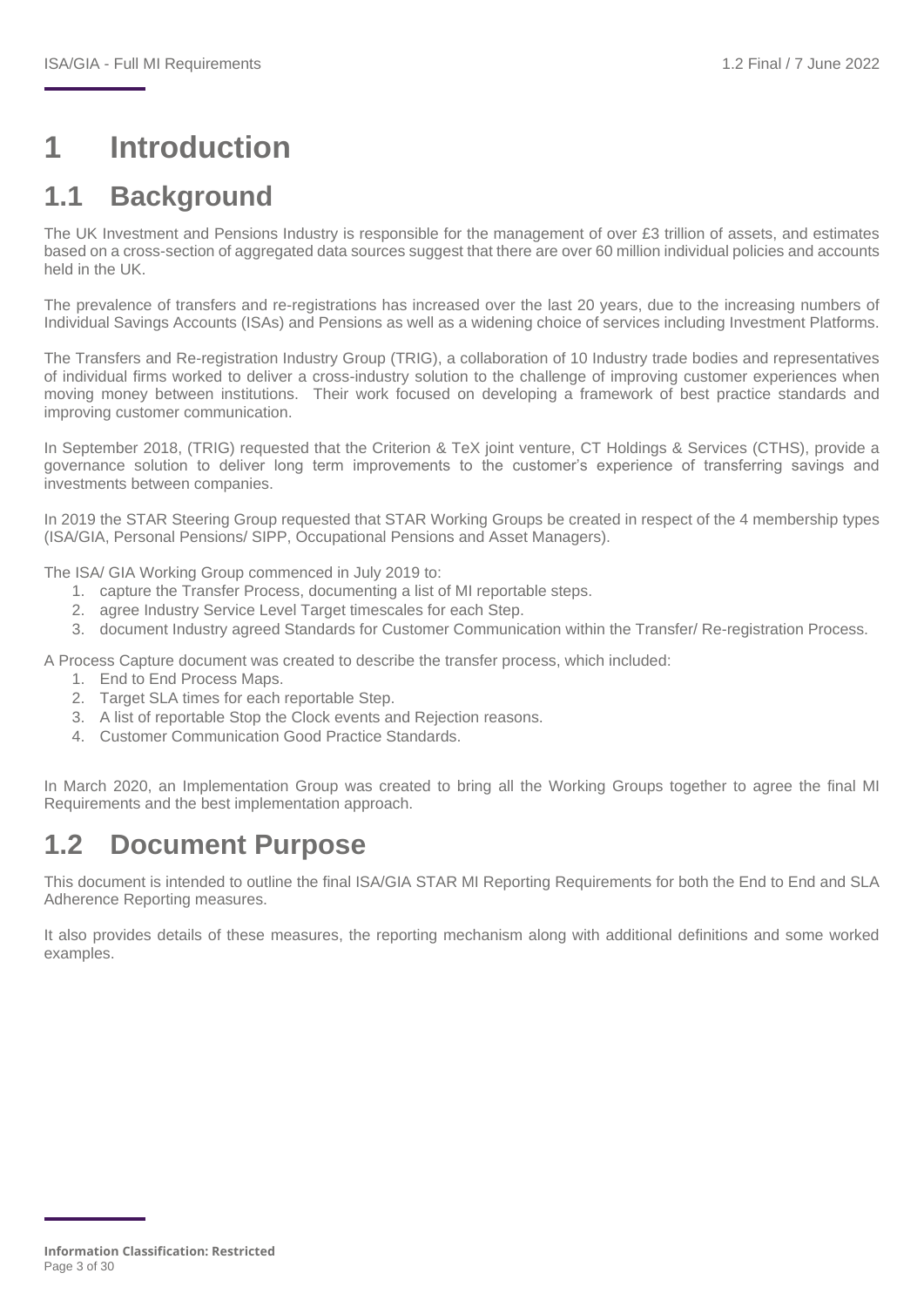# 1 Introduction

## 1.1 Background

The UK Investment and Pensions Industry is responsible for the management of over £3 trillion of assets, and estimates based on a cross-section of aggregated data sources suggest that there are over 60 million individual policies and accounts held in the UK.

The prevalence of transfers and re-registrations has increased over the last 20 years, due to the increasing numbers of Individual Savings Accounts (ISAs) and Pensions as well as a widening choice of services including Investment Platforms.

The Transfers and Re-registration Industry Group (TRIG), a collaboration of 10 Industry trade bodies and representatives of individual firms worked to deliver a cross-industry solution to the challenge of improving customer experiences when moving money between institutions. Their work focused on developing a framework of best practice standards and improving customer communication.

In September 2018, (TRIG) requested that the Criterion & TeX joint venture, CT Holdings & Services (CTHS), provide a governance solution to deliver long term improvements to the customer's experience of transferring savings and investments between companies.

In 2019 the STAR Steering Group requested that STAR Working Groups be created in respect of the 4 membership types (ISA/GIA, Personal Pensions/ SIPP, Occupational Pensions and Asset Managers).

The ISA/ GIA Working Group commenced in July 2019 to:

1. capture the Transfer Process, documenting a list of MI reportable steps.
2. agree Industry Service Level Target timescales for each Step.
3. document Industry agreed Standards for Customer Communication within the Transfer/ Re-registration Process.

A Process Capture document was created to describe the transfer process, which included:

1. End to End Process Maps.
2. Target SLA times for each reportable Step.
3. A list of reportable Stop the Clock events and Rejection reasons.
4. Customer Communication Good Practice Standards.

In March 2020, an Implementation Group was created to bring all the Working Groups together to agree the final MI Requirements and the best implementation approach.

## 1.2 Document Purpose

This document is intended to outline the final ISA/GIA STAR MI Reporting Requirements for both the End to End and SLA Adherence Reporting measures.

It also provides details of these measures, the reporting mechanism along with additional definitions and some worked examples.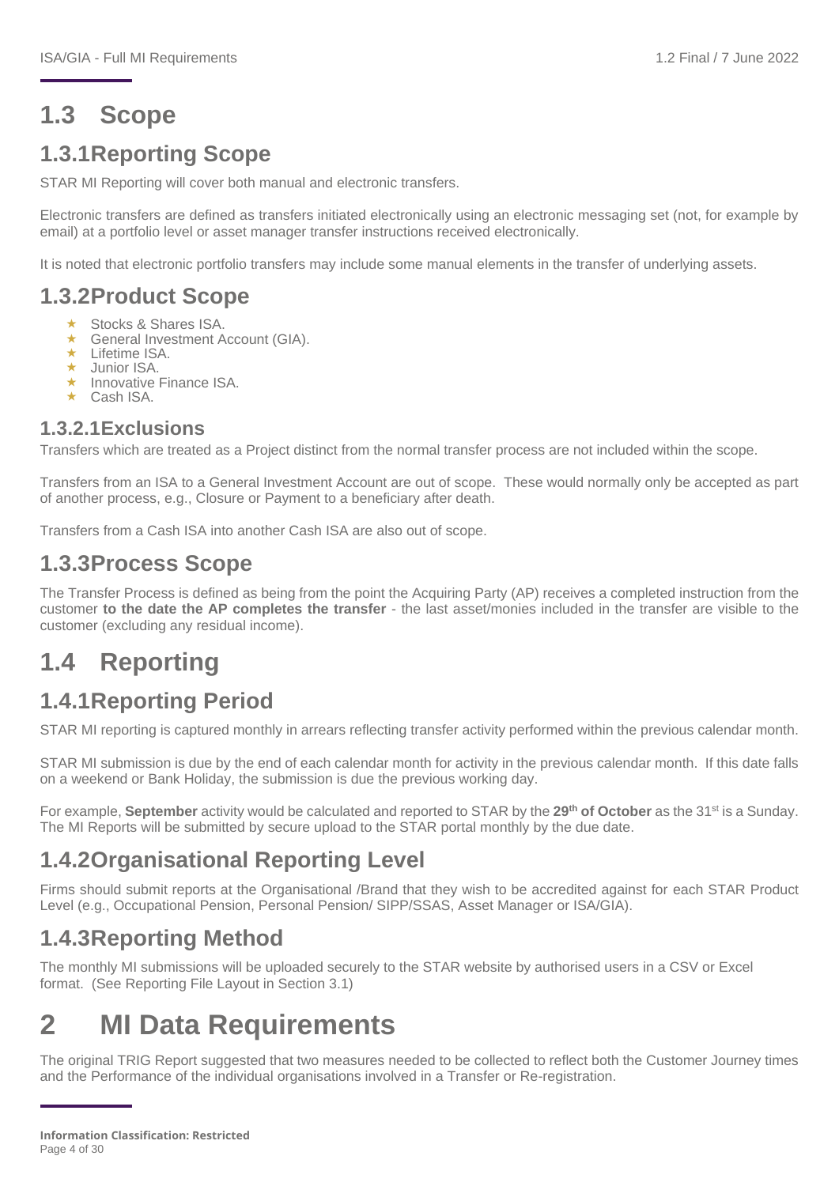## 1.3 Scope

### 1.3.1 Reporting Scope

STAR MI Reporting will cover both manual and electronic transfers.

Electronic transfers are defined as transfers initiated electronically using an electronic messaging set (not, for example by email) at a portfolio level or asset manager transfer instructions received electronically.

It is noted that electronic portfolio transfers may include some manual elements in the transfer of underlying assets.

### 1.3.2 Product Scope

- Stocks & Shares ISA.
- General Investment Account (GIA).
- Lifetime ISA.
- Junior ISA.
- Innovative Finance ISA.
- Cash ISA.

#### 1.3.2.1 Exclusions

Transfers which are treated as a Project distinct from the normal transfer process are not included within the scope.

Transfers from an ISA to a General Investment Account are out of scope. These would normally only be accepted as part of another process, e.g., Closure or Payment to a beneficiary after death.

Transfers from a Cash ISA into another Cash ISA are also out of scope.

### 1.3.3 Process Scope

The Transfer Process is defined as being from the point the Acquiring Party (AP) receives a completed instruction from the customer **to the date the AP completes the transfer** - the last asset/monies included in the transfer are visible to the customer (excluding any residual income).

## 1.4 Reporting

### 1.4.1 Reporting Period

STAR MI reporting is captured monthly in arrears reflecting transfer activity performed within the previous calendar month.

STAR MI submission is due by the end of each calendar month for activity in the previous calendar month. If this date falls on a weekend or Bank Holiday, the submission is due the previous working day.

For example, **September** activity would be calculated and reported to STAR by the **29th of October** as the 31st is a Sunday. The MI Reports will be submitted by secure upload to the STAR portal monthly by the due date.

### 1.4.2 Organisational Reporting Level

Firms should submit reports at the Organisational /Brand that they wish to be accredited against for each STAR Product Level (e.g., Occupational Pension, Personal Pension/ SIPP/SSAS, Asset Manager or ISA/GIA).

### 1.4.3 Reporting Method

The monthly MI submissions will be uploaded securely to the STAR website by authorised users in a CSV or Excel format. (See Reporting File Layout in Section 3.1)

# 2 MI Data Requirements

The original TRIG Report suggested that two measures needed to be collected to reflect both the Customer Journey times and the Performance of the individual organisations involved in a Transfer or Re-registration.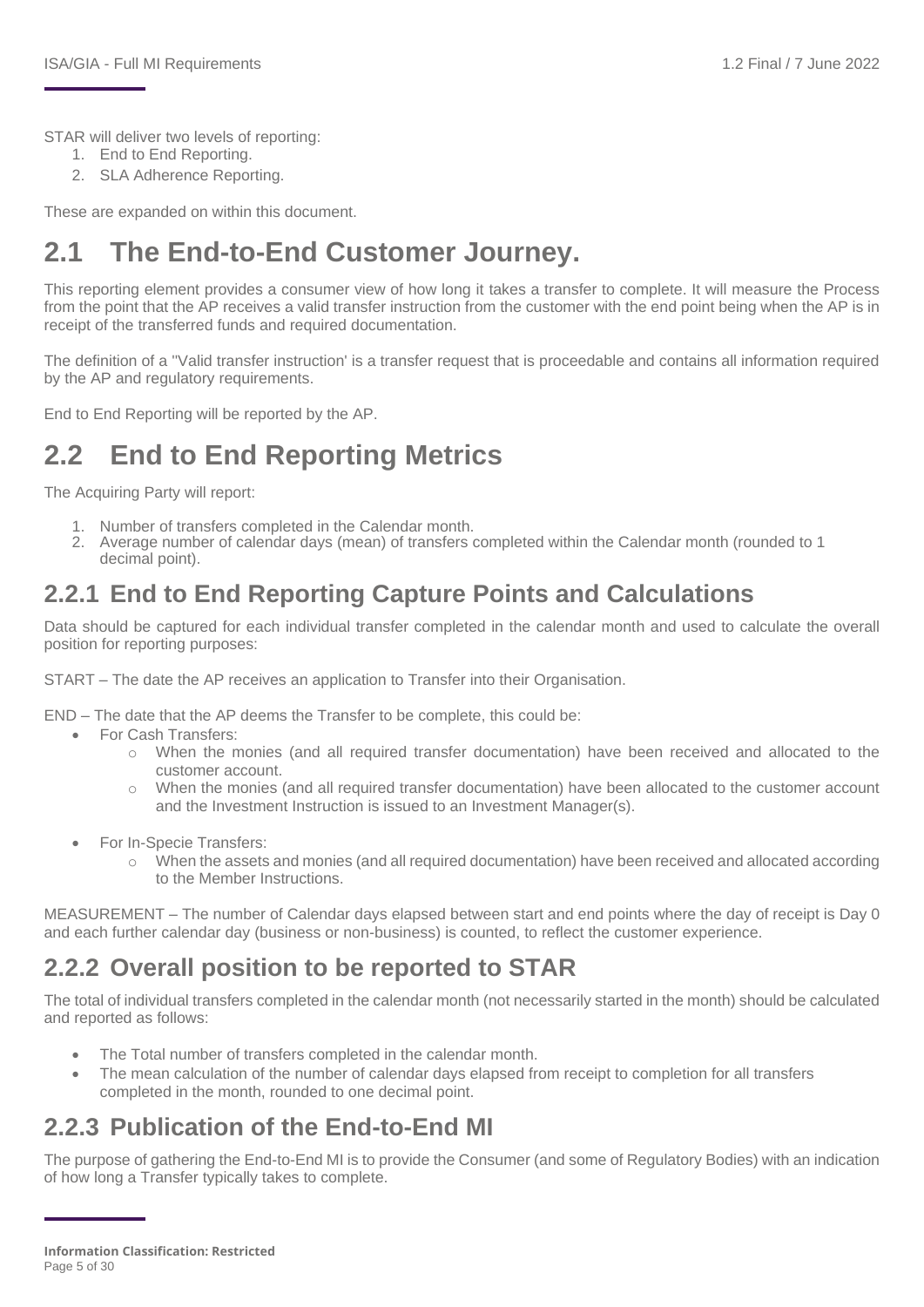STAR will deliver two levels of reporting:

1. End to End Reporting.
2. SLA Adherence Reporting.

These are expanded on within this document.

## 2.1 The End-to-End Customer Journey.

This reporting element provides a consumer view of how long it takes a transfer to complete. It will measure the Process from the point that the AP receives a valid transfer instruction from the customer with the end point being when the AP is in receipt of the transferred funds and required documentation.

The definition of a ''Valid transfer instruction' is a transfer request that is proceedable and contains all information required by the AP and regulatory requirements.

End to End Reporting will be reported by the AP.

## 2.2 End to End Reporting Metrics

The Acquiring Party will report:

1. Number of transfers completed in the Calendar month.
2. Average number of calendar days (mean) of transfers completed within the Calendar month (rounded to 1 decimal point).

### 2.2.1 End to End Reporting Capture Points and Calculations

Data should be captured for each individual transfer completed in the calendar month and used to calculate the overall position for reporting purposes:

START – The date the AP receives an application to Transfer into their Organisation.

END – The date that the AP deems the Transfer to be complete, this could be:

- For Cash Transfers:
  - When the monies (and all required transfer documentation) have been received and allocated to the customer account.
  - When the monies (and all required transfer documentation) have been allocated to the customer account and the Investment Instruction is issued to an Investment Manager(s).
- For In-Specie Transfers:
  - When the assets and monies (and all required documentation) have been received and allocated according to the Member Instructions.

MEASUREMENT – The number of Calendar days elapsed between start and end points where the day of receipt is Day 0 and each further calendar day (business or non-business) is counted, to reflect the customer experience.

### 2.2.2 Overall position to be reported to STAR

The total of individual transfers completed in the calendar month (not necessarily started in the month) should be calculated and reported as follows:

- The Total number of transfers completed in the calendar month.
- The mean calculation of the number of calendar days elapsed from receipt to completion for all transfers completed in the month, rounded to one decimal point.

### 2.2.3 Publication of the End-to-End MI

The purpose of gathering the End-to-End MI is to provide the Consumer (and some of Regulatory Bodies) with an indication of how long a Transfer typically takes to complete.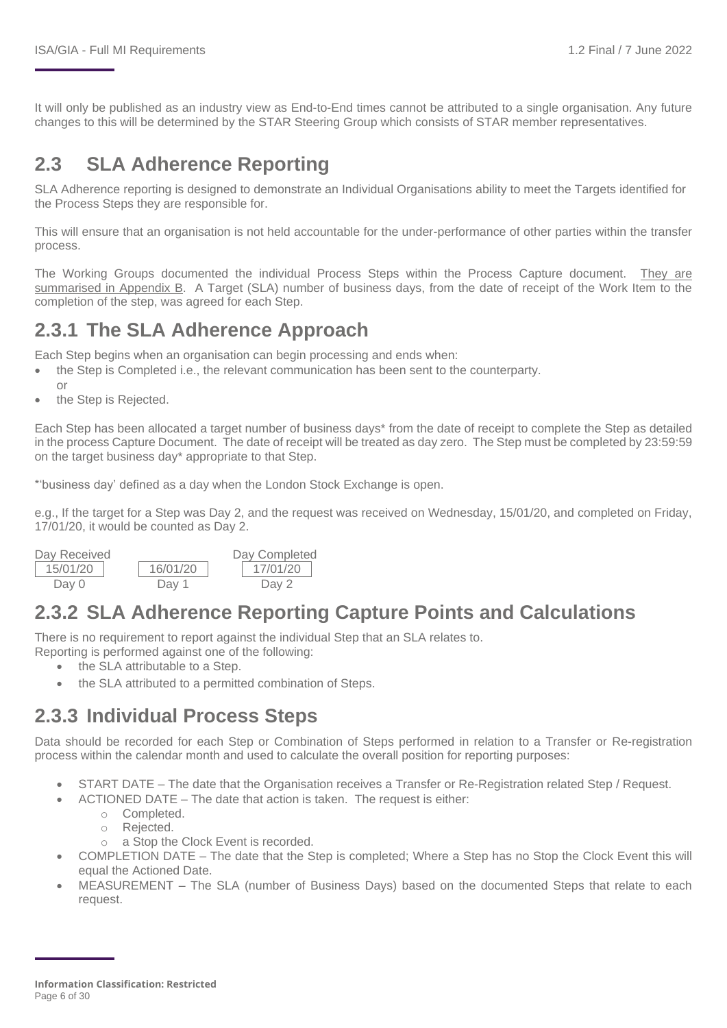It will only be published as an industry view as End-to-End times cannot be attributed to a single organisation. Any future changes to this will be determined by the STAR Steering Group which consists of STAR member representatives.

## 2.3 SLA Adherence Reporting

SLA Adherence reporting is designed to demonstrate an Individual Organisations ability to meet the Targets identified for the Process Steps they are responsible for.

This will ensure that an organisation is not held accountable for the under-performance of other parties within the transfer process.

The Working Groups documented the individual Process Steps within the Process Capture document. They are summarised in Appendix B. A Target (SLA) number of business days, from the date of receipt of the Work Item to the completion of the step, was agreed for each Step.

### 2.3.1 The SLA Adherence Approach

Each Step begins when an organisation can begin processing and ends when:

- the Step is Completed i.e., the relevant communication has been sent to the counterparty.
  or
- the Step is Rejected.

Each Step has been allocated a target number of business days* from the date of receipt to complete the Step as detailed in the process Capture Document. The date of receipt will be treated as day zero. The Step must be completed by 23:59:59 on the target business day* appropriate to that Step.

*'business day' defined as a day when the London Stock Exchange is open.

e.g., If the target for a Step was Day 2, and the request was received on Wednesday, 15/01/20, and completed on Friday, 17/01/20, it would be counted as Day 2.

| Day Received | | Day Completed |
|---|---|---|
| 15/01/20 | 16/01/20 | 17/01/20 |
| Day 0 | Day 1 | Day 2 |

### 2.3.2 SLA Adherence Reporting Capture Points and Calculations

There is no requirement to report against the individual Step that an SLA relates to.
Reporting is performed against one of the following:

- the SLA attributable to a Step.
- the SLA attributed to a permitted combination of Steps.

### 2.3.3 Individual Process Steps

Data should be recorded for each Step or Combination of Steps performed in relation to a Transfer or Re-registration process within the calendar month and used to calculate the overall position for reporting purposes:

- START DATE – The date that the Organisation receives a Transfer or Re-Registration related Step / Request.
- ACTIONED DATE – The date that action is taken. The request is either:
  - Completed.
  - Rejected.
  - a Stop the Clock Event is recorded.
- COMPLETION DATE – The date that the Step is completed; Where a Step has no Stop the Clock Event this will equal the Actioned Date.
- MEASUREMENT – The SLA (number of Business Days) based on the documented Steps that relate to each request.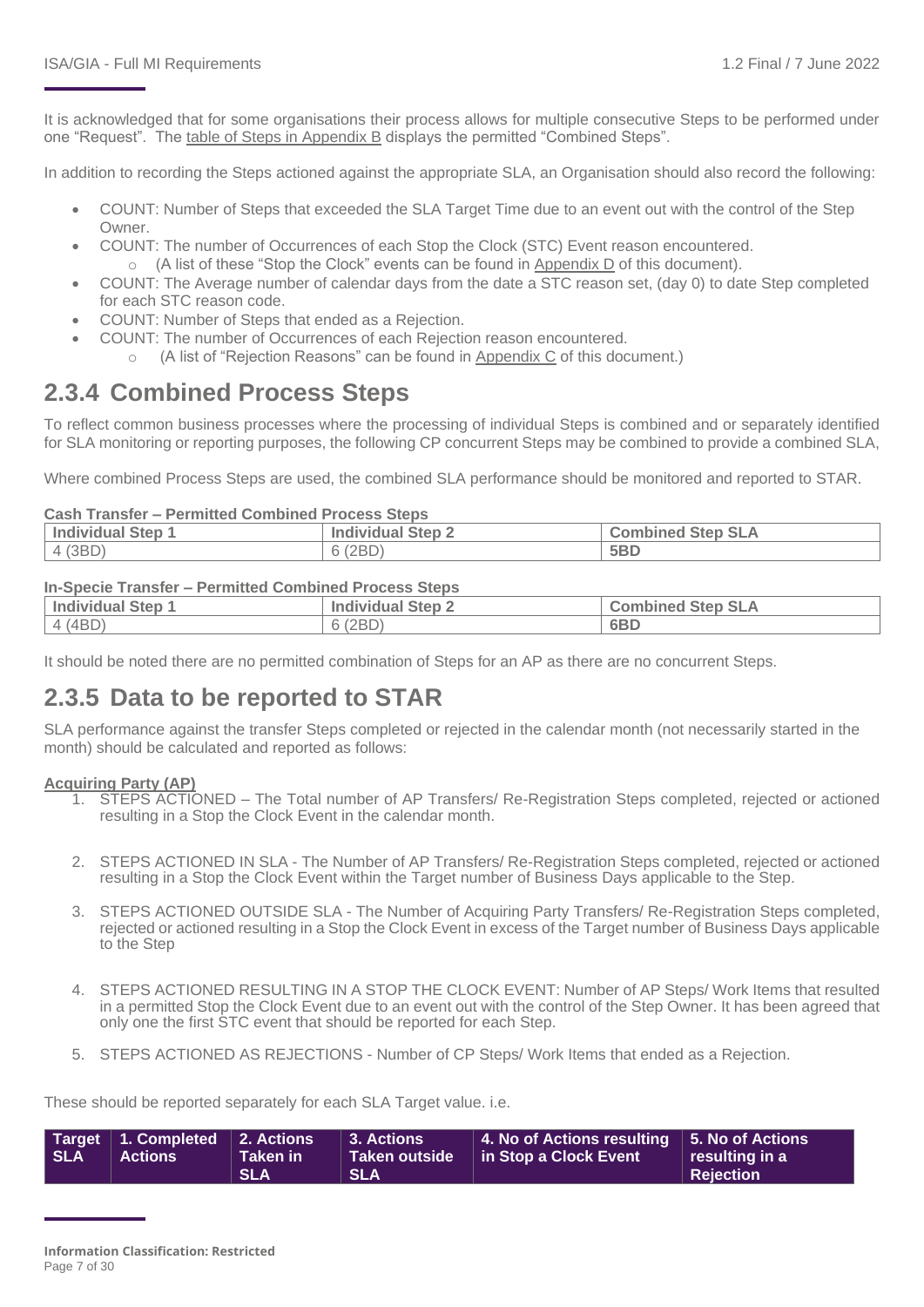It is acknowledged that for some organisations their process allows for multiple consecutive Steps to be performed under one "Request". The table of Steps in Appendix B displays the permitted "Combined Steps".

In addition to recording the Steps actioned against the appropriate SLA, an Organisation should also record the following:

- COUNT: Number of Steps that exceeded the SLA Target Time due to an event out with the control of the Step Owner.
- COUNT: The number of Occurrences of each Stop the Clock (STC) Event reason encountered.
  - (A list of these "Stop the Clock" events can be found in Appendix D of this document).
- COUNT: The Average number of calendar days from the date a STC reason set, (day 0) to date Step completed for each STC reason code.
- COUNT: Number of Steps that ended as a Rejection.
- COUNT: The number of Occurrences of each Rejection reason encountered.
  - (A list of "Rejection Reasons" can be found in Appendix C of this document.)

## 2.3.4 Combined Process Steps

To reflect common business processes where the processing of individual Steps is combined and or separately identified for SLA monitoring or reporting purposes, the following CP concurrent Steps may be combined to provide a combined SLA,

Where combined Process Steps are used, the combined SLA performance should be monitored and reported to STAR.

**Cash Transfer – Permitted Combined Process Steps**

| Individual Step 1 | Individual Step 2 | Combined Step SLA |
|---|---|---|
| 4 (3BD) | 6 (2BD) | **5BD** |

**In-Specie Transfer – Permitted Combined Process Steps**

| Individual Step 1 | Individual Step 2 | Combined Step SLA |
|---|---|---|
| 4 (4BD) | 6 (2BD) | **6BD** |

It should be noted there are no permitted combination of Steps for an AP as there are no concurrent Steps.

## 2.3.5 Data to be reported to STAR

SLA performance against the transfer Steps completed or rejected in the calendar month (not necessarily started in the month) should be calculated and reported as follows:

**Acquiring Party (AP)**

1. STEPS ACTIONED – The Total number of AP Transfers/ Re-Registration Steps completed, rejected or actioned resulting in a Stop the Clock Event in the calendar month.

2. STEPS ACTIONED IN SLA - The Number of AP Transfers/ Re-Registration Steps completed, rejected or actioned resulting in a Stop the Clock Event within the Target number of Business Days applicable to the Step.

3. STEPS ACTIONED OUTSIDE SLA - The Number of Acquiring Party Transfers/ Re-Registration Steps completed, rejected or actioned resulting in a Stop the Clock Event in excess of the Target number of Business Days applicable to the Step

4. STEPS ACTIONED RESULTING IN A STOP THE CLOCK EVENT: Number of AP Steps/ Work Items that resulted in a permitted Stop the Clock Event due to an event out with the control of the Step Owner. It has been agreed that only one the first STC event that should be reported for each Step.

5. STEPS ACTIONED AS REJECTIONS - Number of CP Steps/ Work Items that ended as a Rejection.

These should be reported separately for each SLA Target value. i.e.

| Target SLA | 1. Completed Actions | 2. Actions Taken in SLA | 3. Actions Taken outside SLA | 4. No of Actions resulting in Stop a Clock Event | 5. No of Actions resulting in a Rejection |
|---|---|---|---|---|---|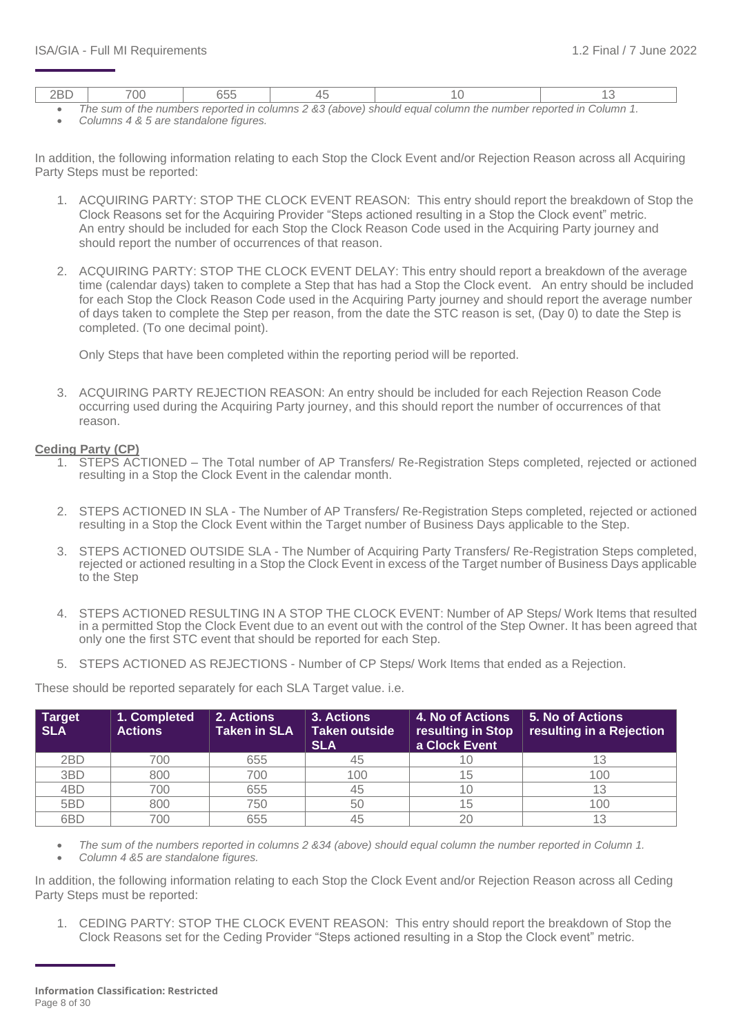| 2BD | 700 | 655 | 45 | 10 | 13 |
|---|---|---|---|---|---|

- *The sum of the numbers reported in columns 2 &3 (above) should equal column the number reported in Column 1.*
- *Columns 4 & 5 are standalone figures.*

In addition, the following information relating to each Stop the Clock Event and/or Rejection Reason across all Acquiring Party Steps must be reported:

1. ACQUIRING PARTY: STOP THE CLOCK EVENT REASON: This entry should report the breakdown of Stop the Clock Reasons set for the Acquiring Provider "Steps actioned resulting in a Stop the Clock event" metric. An entry should be included for each Stop the Clock Reason Code used in the Acquiring Party journey and should report the number of occurrences of that reason.

2. ACQUIRING PARTY: STOP THE CLOCK EVENT DELAY: This entry should report a breakdown of the average time (calendar days) taken to complete a Step that has had a Stop the Clock event. An entry should be included for each Stop the Clock Reason Code used in the Acquiring Party journey and should report the average number of days taken to complete the Step per reason, from the date the STC reason is set, (Day 0) to date the Step is completed. (To one decimal point).

   Only Steps that have been completed within the reporting period will be reported.

3. ACQUIRING PARTY REJECTION REASON: An entry should be included for each Rejection Reason Code occurring used during the Acquiring Party journey, and this should report the number of occurrences of that reason.

**Ceding Party (CP)**

1. STEPS ACTIONED – The Total number of AP Transfers/ Re-Registration Steps completed, rejected or actioned resulting in a Stop the Clock Event in the calendar month.

2. STEPS ACTIONED IN SLA - The Number of AP Transfers/ Re-Registration Steps completed, rejected or actioned resulting in a Stop the Clock Event within the Target number of Business Days applicable to the Step.

3. STEPS ACTIONED OUTSIDE SLA - The Number of Acquiring Party Transfers/ Re-Registration Steps completed, rejected or actioned resulting in a Stop the Clock Event in excess of the Target number of Business Days applicable to the Step

4. STEPS ACTIONED RESULTING IN A STOP THE CLOCK EVENT: Number of AP Steps/ Work Items that resulted in a permitted Stop the Clock Event due to an event out with the control of the Step Owner. It has been agreed that only one the first STC event that should be reported for each Step.

5. STEPS ACTIONED AS REJECTIONS - Number of CP Steps/ Work Items that ended as a Rejection.

These should be reported separately for each SLA Target value. i.e.

| Target SLA | 1. Completed Actions | 2. Actions Taken in SLA | 3. Actions Taken outside SLA | 4. No of Actions resulting in Stop a Clock Event | 5. No of Actions resulting in a Rejection |
|---|---|---|---|---|---|
| 2BD | 700 | 655 | 45 | 10 | 13 |
| 3BD | 800 | 700 | 100 | 15 | 100 |
| 4BD | 700 | 655 | 45 | 10 | 13 |
| 5BD | 800 | 750 | 50 | 15 | 100 |
| 6BD | 700 | 655 | 45 | 20 | 13 |

- *The sum of the numbers reported in columns 2 &34 (above) should equal column the number reported in Column 1.*
- *Column 4 &5 are standalone figures.*

In addition, the following information relating to each Stop the Clock Event and/or Rejection Reason across all Ceding Party Steps must be reported:

1. CEDING PARTY: STOP THE CLOCK EVENT REASON: This entry should report the breakdown of Stop the Clock Reasons set for the Ceding Provider "Steps actioned resulting in a Stop the Clock event" metric.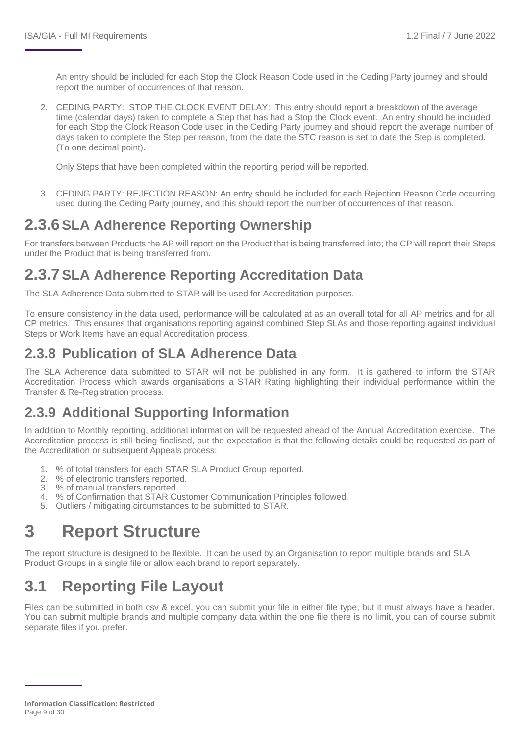An entry should be included for each Stop the Clock Reason Code used in the Ceding Party journey and should report the number of occurrences of that reason.

2. CEDING PARTY: STOP THE CLOCK EVENT DELAY: This entry should report a breakdown of the average time (calendar days) taken to complete a Step that has had a Stop the Clock event. An entry should be included for each Stop the Clock Reason Code used in the Ceding Party journey and should report the average number of days taken to complete the Step per reason, from the date the STC reason is set to date the Step is completed. (To one decimal point).

   Only Steps that have been completed within the reporting period will be reported.

3. CEDING PARTY: REJECTION REASON: An entry should be included for each Rejection Reason Code occurring used during the Ceding Party journey, and this should report the number of occurrences of that reason.

### 2.3.6 SLA Adherence Reporting Ownership

For transfers between Products the AP will report on the Product that is being transferred into; the CP will report their Steps under the Product that is being transferred from.

### 2.3.7 SLA Adherence Reporting Accreditation Data

The SLA Adherence Data submitted to STAR will be used for Accreditation purposes.

To ensure consistency in the data used, performance will be calculated at as an overall total for all AP metrics and for all CP metrics. This ensures that organisations reporting against combined Step SLAs and those reporting against individual Steps or Work Items have an equal Accreditation process.

### 2.3.8 Publication of SLA Adherence Data

The SLA Adherence data submitted to STAR will not be published in any form. It is gathered to inform the STAR Accreditation Process which awards organisations a STAR Rating highlighting their individual performance within the Transfer & Re-Registration process.

### 2.3.9 Additional Supporting Information

In addition to Monthly reporting, additional information will be requested ahead of the Annual Accreditation exercise. The Accreditation process is still being finalised, but the expectation is that the following details could be requested as part of the Accreditation or subsequent Appeals process:

1. % of total transfers for each STAR SLA Product Group reported.
2. % of electronic transfers reported.
3. % of manual transfers reported
4. % of Confirmation that STAR Customer Communication Principles followed.
5. Outliers / mitigating circumstances to be submitted to STAR.

# 3 Report Structure

The report structure is designed to be flexible. It can be used by an Organisation to report multiple brands and SLA Product Groups in a single file or allow each brand to report separately.

## 3.1 Reporting File Layout

Files can be submitted in both csv & excel, you can submit your file in either file type, but it must always have a header. You can submit multiple brands and multiple company data within the one file there is no limit, you can of course submit separate files if you prefer.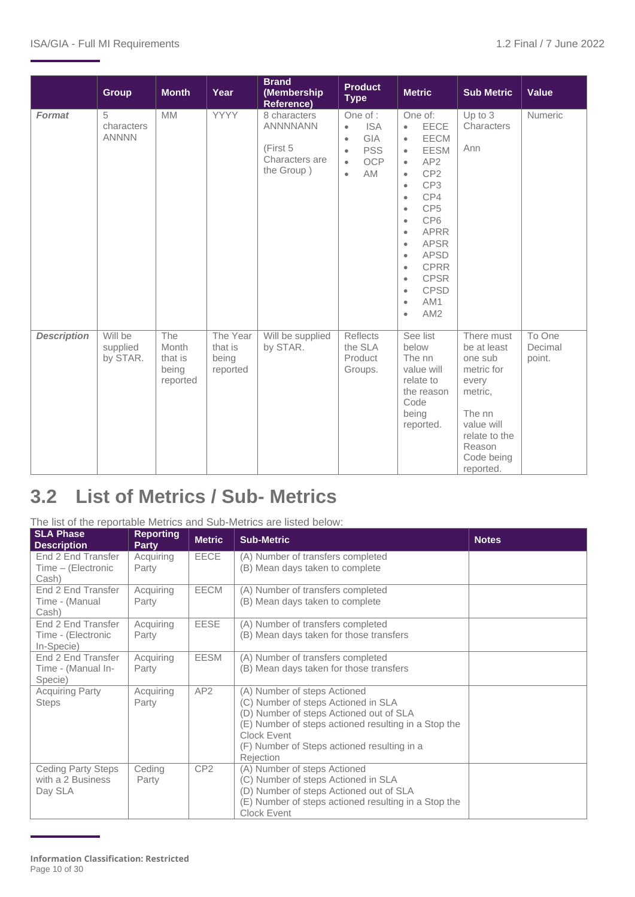| | Group | Month | Year | Brand (Membership Reference) | Product Type | Metric | Sub Metric | Value |
|---|---|---|---|---|---|---|---|---|
| ***Format*** | 5 characters ANNNN | MM | YYYY | 8 characters ANNNNANN<br><br>(First 5 Characters are the Group ) | One of :<br>• ISA<br>• GIA<br>• PSS<br>• OCP<br>• AM | One of:<br>• EECE<br>• EECM<br>• EESM<br>• AP2<br>• CP2<br>• CP3<br>• CP4<br>• CP5<br>• CP6<br>• APRR<br>• APSR<br>• APSD<br>• CPRR<br>• CPSR<br>• CPSD<br>• AM1<br>• AM2 | Up to 3 Characters<br><br>Ann | Numeric |
| ***Description*** | Will be supplied by STAR. | The Month that is being reported | The Year that is being reported | Will be supplied by STAR. | Reflects the SLA Product Groups. | See list below The nn value will relate to the reason Code being reported. | There must be at least one sub metric for every metric,<br><br>The nn value will relate to the Reason Code being reported. | To One Decimal point. |

## 3.2 List of Metrics / Sub- Metrics

The list of the reportable Metrics and Sub-Metrics are listed below:

| SLA Phase Description | Reporting Party | Metric | Sub-Metric | Notes |
|---|---|---|---|---|
| End 2 End Transfer Time – (Electronic Cash) | Acquiring Party | EECE | (A) Number of transfers completed<br>(B) Mean days taken to complete | |
| End 2 End Transfer Time - (Manual Cash) | Acquiring Party | EECM | (A) Number of transfers completed<br>(B) Mean days taken to complete | |
| End 2 End Transfer Time - (Electronic In-Specie) | Acquiring Party | EESE | (A) Number of transfers completed<br>(B) Mean days taken for those transfers | |
| End 2 End Transfer Time - (Manual In-Specie) | Acquiring Party | EESM | (A) Number of transfers completed<br>(B) Mean days taken for those transfers | |
| Acquiring Party Steps | Acquiring Party | AP2 | (A) Number of steps Actioned<br>(C) Number of steps Actioned in SLA<br>(D) Number of steps Actioned out of SLA<br>(E) Number of steps actioned resulting in a Stop the Clock Event<br>(F) Number of Steps actioned resulting in a Rejection | |
| Ceding Party Steps with a 2 Business Day SLA | Ceding Party | CP2 | (A) Number of steps Actioned<br>(C) Number of steps Actioned in SLA<br>(D) Number of steps Actioned out of SLA<br>(E) Number of steps actioned resulting in a Stop the Clock Event | |

**Information Classification: Restricted**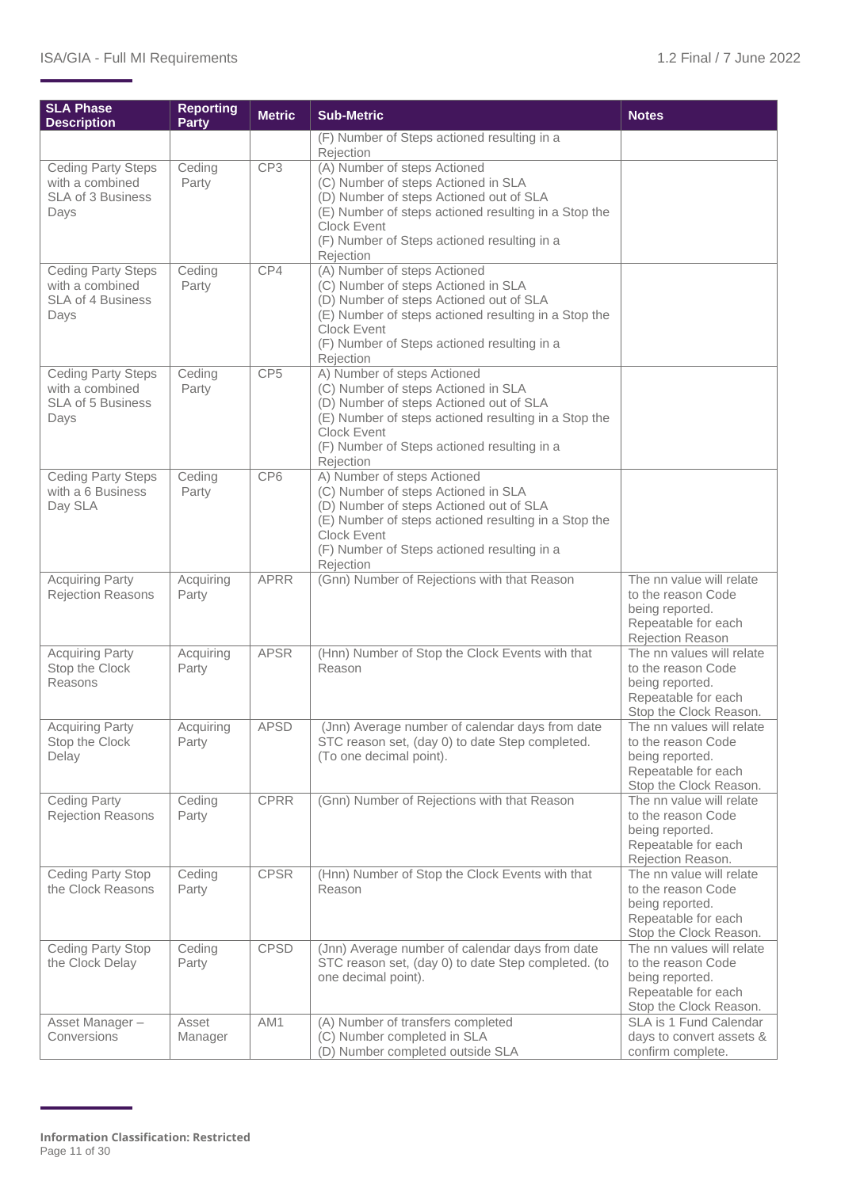| SLA Phase Description | Reporting Party | Metric | Sub-Metric | Notes |
|---|---|---|---|---|
| | | | (F) Number of Steps actioned resulting in a Rejection | |
| Ceding Party Steps with a combined SLA of 3 Business Days | Ceding Party | CP3 | (A) Number of steps Actioned<br>(C) Number of steps Actioned in SLA<br>(D) Number of steps Actioned out of SLA<br>(E) Number of steps actioned resulting in a Stop the Clock Event<br>(F) Number of Steps actioned resulting in a Rejection | |
| Ceding Party Steps with a combined SLA of 4 Business Days | Ceding Party | CP4 | (A) Number of steps Actioned<br>(C) Number of steps Actioned in SLA<br>(D) Number of steps Actioned out of SLA<br>(E) Number of steps actioned resulting in a Stop the Clock Event<br>(F) Number of Steps actioned resulting in a Rejection | |
| Ceding Party Steps with a combined SLA of 5 Business Days | Ceding Party | CP5 | A) Number of steps Actioned<br>(C) Number of steps Actioned in SLA<br>(D) Number of steps Actioned out of SLA<br>(E) Number of steps actioned resulting in a Stop the Clock Event<br>(F) Number of Steps actioned resulting in a Rejection | |
| Ceding Party Steps with a 6 Business Day SLA | Ceding Party | CP6 | A) Number of steps Actioned<br>(C) Number of steps Actioned in SLA<br>(D) Number of steps Actioned out of SLA<br>(E) Number of steps actioned resulting in a Stop the Clock Event<br>(F) Number of Steps actioned resulting in a Rejection | |
| Acquiring Party Rejection Reasons | Acquiring Party | APRR | (Gnn) Number of Rejections with that Reason | The nn value will relate to the reason Code being reported. Repeatable for each Rejection Reason |
| Acquiring Party Stop the Clock Reasons | Acquiring Party | APSR | (Hnn) Number of Stop the Clock Events with that Reason | The nn values will relate to the reason Code being reported. Repeatable for each Stop the Clock Reason. |
| Acquiring Party Stop the Clock Delay | Acquiring Party | APSD | (Jnn) Average number of calendar days from date STC reason set, (day 0) to date Step completed. (To one decimal point). | The nn values will relate to the reason Code being reported. Repeatable for each Stop the Clock Reason. |
| Ceding Party Rejection Reasons | Ceding Party | CPRR | (Gnn) Number of Rejections with that Reason | The nn value will relate to the reason Code being reported. Repeatable for each Rejection Reason. |
| Ceding Party Stop the Clock Reasons | Ceding Party | CPSR | (Hnn) Number of Stop the Clock Events with that Reason | The nn value will relate to the reason Code being reported. Repeatable for each Stop the Clock Reason. |
| Ceding Party Stop the Clock Delay | Ceding Party | CPSD | (Jnn) Average number of calendar days from date STC reason set, (day 0) to date Step completed. (to one decimal point). | The nn values will relate to the reason Code being reported. Repeatable for each Stop the Clock Reason. |
| Asset Manager – Conversions | Asset Manager | AM1 | (A) Number of transfers completed<br>(C) Number completed in SLA<br>(D) Number completed outside SLA | SLA is 1 Fund Calendar days to convert assets & confirm complete. |

**Information Classification: Restricted**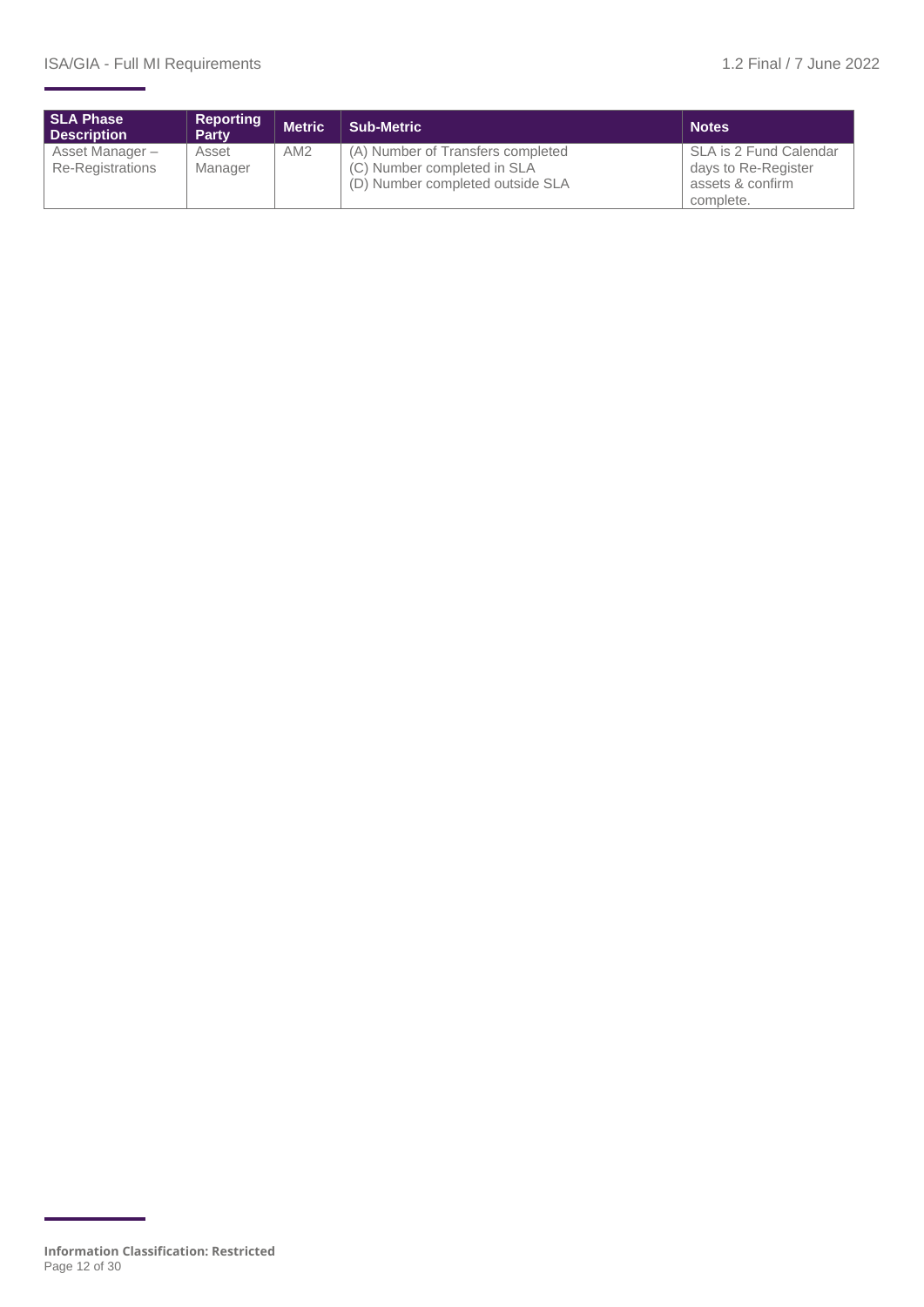| SLA Phase Description | Reporting Party | Metric | Sub-Metric | Notes |
|---|---|---|---|---|
| Asset Manager – Re-Registrations | Asset Manager | AM2 | (A) Number of Transfers completed<br>(C) Number completed in SLA<br>(D) Number completed outside SLA | SLA is 2 Fund Calendar days to Re-Register assets & confirm complete. |

**Information Classification: Restricted**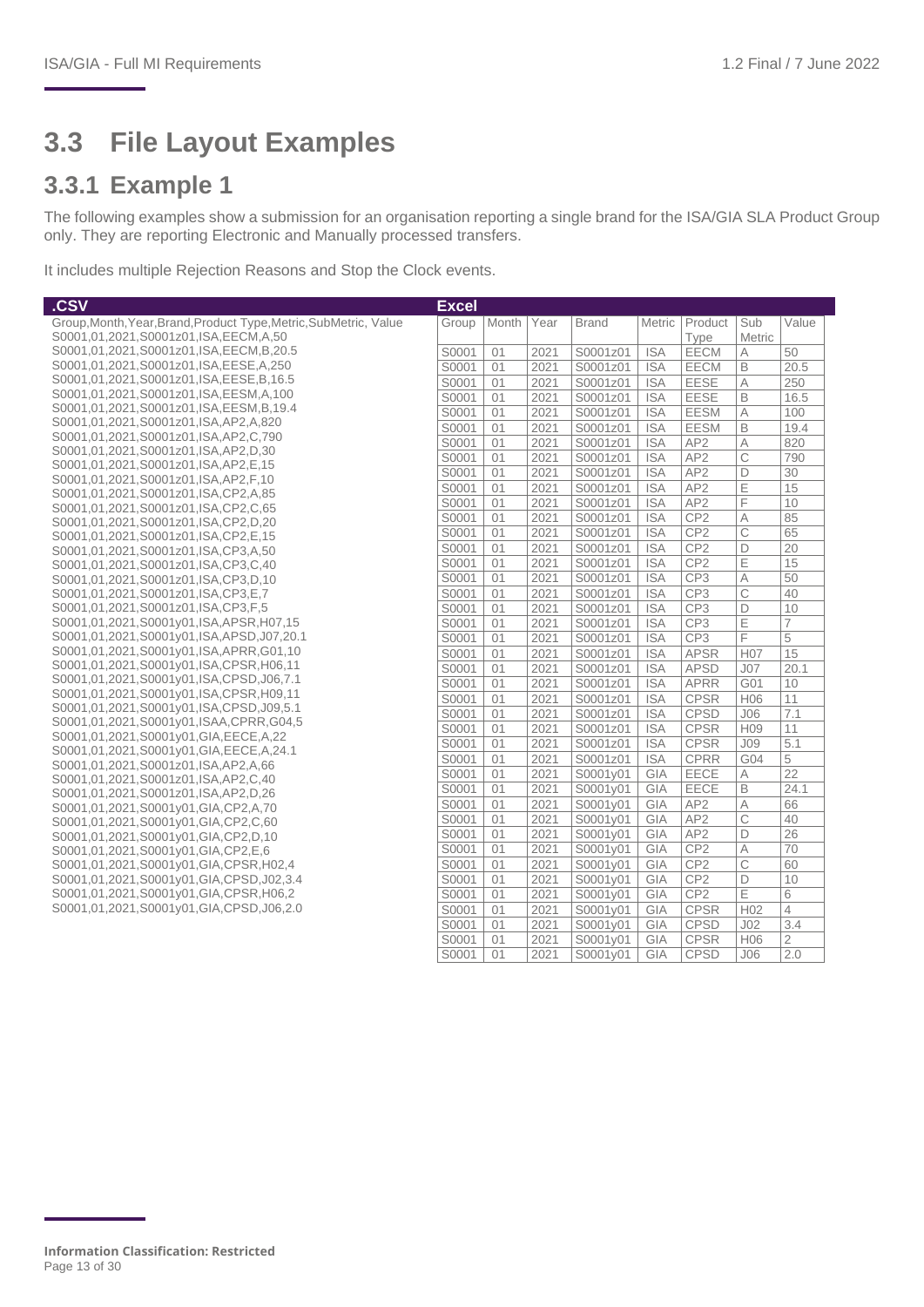# 3.3 File Layout Examples

## 3.3.1 Example 1

The following examples show a submission for an organisation reporting a single brand for the ISA/GIA SLA Product Group only. They are reporting Electronic and Manually processed transfers.

It includes multiple Rejection Reasons and Stop the Clock events.

**.CSV**

```
Group,Month,Year,Brand,Product Type,Metric,SubMetric, Value
S0001,01,2021,S0001z01,ISA,EECM,A,50
S0001,01,2021,S0001z01,ISA,EECM,B,20.5
S0001,01,2021,S0001z01,ISA,EESE,A,250
S0001,01,2021,S0001z01,ISA,EESE,B,16.5
S0001,01,2021,S0001z01,ISA,EESM,A,100
S0001,01,2021,S0001z01,ISA,EESM,B,19.4
S0001,01,2021,S0001z01,ISA,AP2,A,820
S0001,01,2021,S0001z01,ISA,AP2,C,790
S0001,01,2021,S0001z01,ISA,AP2,D,30
S0001,01,2021,S0001z01,ISA,AP2,E,15
S0001,01,2021,S0001z01,ISA,AP2,F,10
S0001,01,2021,S0001z01,ISA,CP2,A,85
S0001,01,2021,S0001z01,ISA,CP2,C,65
S0001,01,2021,S0001z01,ISA,CP2,D,20
S0001,01,2021,S0001z01,ISA,CP2,E,15
S0001,01,2021,S0001z01,ISA,CP3,A,50
S0001,01,2021,S0001z01,ISA,CP3,C,40
S0001,01,2021,S0001z01,ISA,CP3,D,10
S0001,01,2021,S0001z01,ISA,CP3,E,7
S0001,01,2021,S0001z01,ISA,CP3,F,5
S0001,01,2021,S0001y01,ISA,APSR,H07,15
S0001,01,2021,S0001y01,ISA,APSD,J07,20.1
S0001,01,2021,S0001y01,ISA,APRR,G01,10
S0001,01,2021,S0001y01,ISA,CPSR,H06,11
S0001,01,2021,S0001y01,ISA,CPSD,J06,7.1
S0001,01,2021,S0001y01,ISA,CPSR,H09,11
S0001,01,2021,S0001y01,ISA,CPSD,J09,5.1
S0001,01,2021,S0001y01,ISAA,CPRR,G04,5
S0001,01,2021,S0001y01,GIA,EECE,A,22
S0001,01,2021,S0001y01,GIA,EECE,A,24.1
S0001,01,2021,S0001z01,ISA,AP2,A,66
S0001,01,2021,S0001z01,ISA,AP2,C,40
S0001,01,2021,S0001z01,ISA,AP2,D,26
S0001,01,2021,S0001y01,GIA,CP2,A,70
S0001,01,2021,S0001y01,GIA,CP2,C,60
S0001,01,2021,S0001y01,GIA,CP2,D,10
S0001,01,2021,S0001y01,GIA,CP2,E,6
S0001,01,2021,S0001y01,GIA,CPSR,H02,4
S0001,01,2021,S0001y01,GIA,CPSD,J02,3.4
S0001,01,2021,S0001y01,GIA,CPSR,H06,2
S0001,01,2021,S0001y01,GIA,CPSD,J06,2.0
```

**Excel**

| Group | Month | Year | Brand | Metric | Product Type | Sub Metric | Value |
|---|---|---|---|---|---|---|---|
| S0001 | 01 | 2021 | S0001z01 | ISA | EECM | A | 50 |
| S0001 | 01 | 2021 | S0001z01 | ISA | EECM | B | 20.5 |
| S0001 | 01 | 2021 | S0001z01 | ISA | EESE | A | 250 |
| S0001 | 01 | 2021 | S0001z01 | ISA | EESE | B | 16.5 |
| S0001 | 01 | 2021 | S0001z01 | ISA | EESM | A | 100 |
| S0001 | 01 | 2021 | S0001z01 | ISA | EESM | B | 19.4 |
| S0001 | 01 | 2021 | S0001z01 | ISA | AP2 | A | 820 |
| S0001 | 01 | 2021 | S0001z01 | ISA | AP2 | C | 790 |
| S0001 | 01 | 2021 | S0001z01 | ISA | AP2 | D | 30 |
| S0001 | 01 | 2021 | S0001z01 | ISA | AP2 | E | 15 |
| S0001 | 01 | 2021 | S0001z01 | ISA | AP2 | F | 10 |
| S0001 | 01 | 2021 | S0001z01 | ISA | CP2 | A | 85 |
| S0001 | 01 | 2021 | S0001z01 | ISA | CP2 | C | 65 |
| S0001 | 01 | 2021 | S0001z01 | ISA | CP2 | D | 20 |
| S0001 | 01 | 2021 | S0001z01 | ISA | CP2 | E | 15 |
| S0001 | 01 | 2021 | S0001z01 | ISA | CP3 | A | 50 |
| S0001 | 01 | 2021 | S0001z01 | ISA | CP3 | C | 40 |
| S0001 | 01 | 2021 | S0001z01 | ISA | CP3 | D | 10 |
| S0001 | 01 | 2021 | S0001z01 | ISA | CP3 | E | 7 |
| S0001 | 01 | 2021 | S0001z01 | ISA | CP3 | F | 5 |
| S0001 | 01 | 2021 | S0001z01 | ISA | APSR | H07 | 15 |
| S0001 | 01 | 2021 | S0001z01 | ISA | APSD | J07 | 20.1 |
| S0001 | 01 | 2021 | S0001z01 | ISA | APRR | G01 | 10 |
| S0001 | 01 | 2021 | S0001z01 | ISA | CPSR | H06 | 11 |
| S0001 | 01 | 2021 | S0001z01 | ISA | CPSD | J06 | 7.1 |
| S0001 | 01 | 2021 | S0001z01 | ISA | CPSR | H09 | 11 |
| S0001 | 01 | 2021 | S0001z01 | ISA | CPSR | J09 | 5.1 |
| S0001 | 01 | 2021 | S0001z01 | ISA | CPRR | G04 | 5 |
| S0001 | 01 | 2021 | S0001y01 | GIA | EECE | A | 22 |
| S0001 | 01 | 2021 | S0001y01 | GIA | EECE | B | 24.1 |
| S0001 | 01 | 2021 | S0001y01 | GIA | AP2 | A | 66 |
| S0001 | 01 | 2021 | S0001y01 | GIA | AP2 | C | 40 |
| S0001 | 01 | 2021 | S0001y01 | GIA | AP2 | D | 26 |
| S0001 | 01 | 2021 | S0001y01 | GIA | CP2 | A | 70 |
| S0001 | 01 | 2021 | S0001y01 | GIA | CP2 | C | 60 |
| S0001 | 01 | 2021 | S0001y01 | GIA | CP2 | D | 10 |
| S0001 | 01 | 2021 | S0001y01 | GIA | CP2 | E | 6 |
| S0001 | 01 | 2021 | S0001y01 | GIA | CPSR | H02 | 4 |
| S0001 | 01 | 2021 | S0001y01 | GIA | CPSD | J02 | 3.4 |
| S0001 | 01 | 2021 | S0001y01 | GIA | CPSR | H06 | 2 |
| S0001 | 01 | 2021 | S0001y01 | GIA | CPSD | J06 | 2.0 |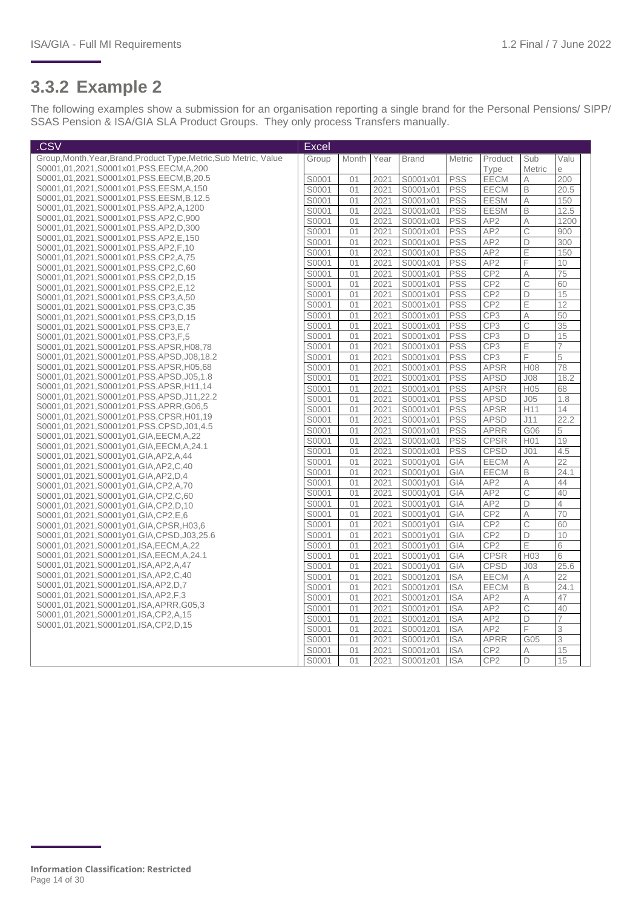## 3.3.2 Example 2

The following examples show a submission for an organisation reporting a single brand for the Personal Pensions/ SIPP/ SSAS Pension & ISA/GIA SLA Product Groups. They only process Transfers manually.

**.CSV**

```
Group,Month,Year,Brand,Product Type,Metric,Sub Metric, Value
S0001,01,2021,S0001x01,PSS,EECM,A,200
S0001,01,2021,S0001x01,PSS,EECM,B,20.5
S0001,01,2021,S0001x01,PSS,EESM,A,150
S0001,01,2021,S0001x01,PSS,EESM,B,12.5
S0001,01,2021,S0001x01,PSS,AP2,A,1200
S0001,01,2021,S0001x01,PSS,AP2,C,900
S0001,01,2021,S0001x01,PSS,AP2,D,300
S0001,01,2021,S0001x01,PSS,AP2,E,150
S0001,01,2021,S0001x01,PSS,AP2,F,10
S0001,01,2021,S0001x01,PSS,CP2,A,75
S0001,01,2021,S0001x01,PSS,CP2,C,60
S0001,01,2021,S0001x01,PSS,CP2,D,15
S0001,01,2021,S0001x01,PSS,CP2,E,12
S0001,01,2021,S0001x01,PSS,CP3,A,50
S0001,01,2021,S0001x01,PSS,CP3,C,35
S0001,01,2021,S0001x01,PSS,CP3,D,15
S0001,01,2021,S0001x01,PSS,CP3,E,7
S0001,01,2021,S0001x01,PSS,CP3,F,5
S0001,01,2021,S0001z01,PSS,APSR,H08,78
S0001,01,2021,S0001z01,PSS,APSD,J08,18.2
S0001,01,2021,S0001z01,PSS,APSR,H05,68
S0001,01,2021,S0001z01,PSS,APSD,J05,1.8
S0001,01,2021,S0001z01,PSS,APSR,H11,14
S0001,01,2021,S0001z01,PSS,APSD,J11,22.2
S0001,01,2021,S0001z01,PSS,APRR,G06,5
S0001,01,2021,S0001z01,PSS,CPSR,H01,19
S0001,01,2021,S0001z01,PSS,CPSD,J01,4.5
S0001,01,2021,S0001y01,GIA,EECM,A,22
S0001,01,2021,S0001y01,GIA,EECM,A,24.1
S0001,01,2021,S0001y01,GIA,AP2,A,44
S0001,01,2021,S0001y01,GIA,AP2,C,40
S0001,01,2021,S0001y01,GIA,AP2,D,4
S0001,01,2021,S0001y01,GIA,CP2,A,70
S0001,01,2021,S0001y01,GIA,CP2,C,60
S0001,01,2021,S0001y01,GIA,CP2,D,10
S0001,01,2021,S0001y01,GIA,CP2,E,6
S0001,01,2021,S0001y01,GIA,CPSR,H03,6
S0001,01,2021,S0001y01,GIA,CPSD,J03,25.6
S0001,01,2021,S0001z01,ISA,EECM,A,22
S0001,01,2021,S0001z01,ISA,EECM,A,24.1
S0001,01,2021,S0001z01,ISA,AP2,A,47
S0001,01,2021,S0001z01,ISA,AP2,C,40
S0001,01,2021,S0001z01,ISA,AP2,D,7
S0001,01,2021,S0001z01,ISA,AP2,F,3
S0001,01,2021,S0001z01,ISA,APRR,G05,3
S0001,01,2021,S0001z01,ISA,CP2,A,15
S0001,01,2021,S0001z01,ISA,CP2,D,15
```

**Excel**

| Group | Month | Year | Brand | Metric | Product Type | Sub Metric | Value |
|---|---|---|---|---|---|---|---|
| S0001 | 01 | 2021 | S0001x01 | PSS | EECM | A | 200 |
| S0001 | 01 | 2021 | S0001x01 | PSS | EECM | B | 20.5 |
| S0001 | 01 | 2021 | S0001x01 | PSS | EESM | A | 150 |
| S0001 | 01 | 2021 | S0001x01 | PSS | EESM | B | 12.5 |
| S0001 | 01 | 2021 | S0001x01 | PSS | AP2 | A | 1200 |
| S0001 | 01 | 2021 | S0001x01 | PSS | AP2 | C | 900 |
| S0001 | 01 | 2021 | S0001x01 | PSS | AP2 | D | 300 |
| S0001 | 01 | 2021 | S0001x01 | PSS | AP2 | E | 150 |
| S0001 | 01 | 2021 | S0001x01 | PSS | AP2 | F | 10 |
| S0001 | 01 | 2021 | S0001x01 | PSS | CP2 | A | 75 |
| S0001 | 01 | 2021 | S0001x01 | PSS | CP2 | C | 60 |
| S0001 | 01 | 2021 | S0001x01 | PSS | CP2 | D | 15 |
| S0001 | 01 | 2021 | S0001x01 | PSS | CP2 | E | 12 |
| S0001 | 01 | 2021 | S0001x01 | PSS | CP3 | A | 50 |
| S0001 | 01 | 2021 | S0001x01 | PSS | CP3 | C | 35 |
| S0001 | 01 | 2021 | S0001x01 | PSS | CP3 | D | 15 |
| S0001 | 01 | 2021 | S0001x01 | PSS | CP3 | E | 7 |
| S0001 | 01 | 2021 | S0001x01 | PSS | CP3 | F | 5 |
| S0001 | 01 | 2021 | S0001x01 | PSS | APSR | H08 | 78 |
| S0001 | 01 | 2021 | S0001x01 | PSS | APSD | J08 | 18.2 |
| S0001 | 01 | 2021 | S0001x01 | PSS | APSR | H05 | 68 |
| S0001 | 01 | 2021 | S0001x01 | PSS | APSD | J05 | 1.8 |
| S0001 | 01 | 2021 | S0001x01 | PSS | APSR | H11 | 14 |
| S0001 | 01 | 2021 | S0001x01 | PSS | APSD | J11 | 22.2 |
| S0001 | 01 | 2021 | S0001x01 | PSS | APRR | G06 | 5 |
| S0001 | 01 | 2021 | S0001x01 | PSS | CPSR | H01 | 19 |
| S0001 | 01 | 2021 | S0001x01 | PSS | CPSD | J01 | 4.5 |
| S0001 | 01 | 2021 | S0001y01 | GIA | EECM | A | 22 |
| S0001 | 01 | 2021 | S0001y01 | GIA | EECM | B | 24.1 |
| S0001 | 01 | 2021 | S0001y01 | GIA | AP2 | A | 44 |
| S0001 | 01 | 2021 | S0001y01 | GIA | AP2 | C | 40 |
| S0001 | 01 | 2021 | S0001y01 | GIA | AP2 | D | 4 |
| S0001 | 01 | 2021 | S0001y01 | GIA | CP2 | A | 70 |
| S0001 | 01 | 2021 | S0001y01 | GIA | CP2 | C | 60 |
| S0001 | 01 | 2021 | S0001y01 | GIA | CP2 | D | 10 |
| S0001 | 01 | 2021 | S0001y01 | GIA | CP2 | E | 6 |
| S0001 | 01 | 2021 | S0001y01 | GIA | CPSR | H03 | 6 |
| S0001 | 01 | 2021 | S0001y01 | GIA | CPSD | J03 | 25.6 |
| S0001 | 01 | 2021 | S0001z01 | ISA | EECM | A | 22 |
| S0001 | 01 | 2021 | S0001z01 | ISA | EECM | B | 24.1 |
| S0001 | 01 | 2021 | S0001z01 | ISA | AP2 | A | 47 |
| S0001 | 01 | 2021 | S0001z01 | ISA | AP2 | C | 40 |
| S0001 | 01 | 2021 | S0001z01 | ISA | AP2 | D | 7 |
| S0001 | 01 | 2021 | S0001z01 | ISA | AP2 | F | 3 |
| S0001 | 01 | 2021 | S0001z01 | ISA | APRR | G05 | 3 |
| S0001 | 01 | 2021 | S0001z01 | ISA | CP2 | A | 15 |
| S0001 | 01 | 2021 | S0001z01 | ISA | CP2 | D | 15 |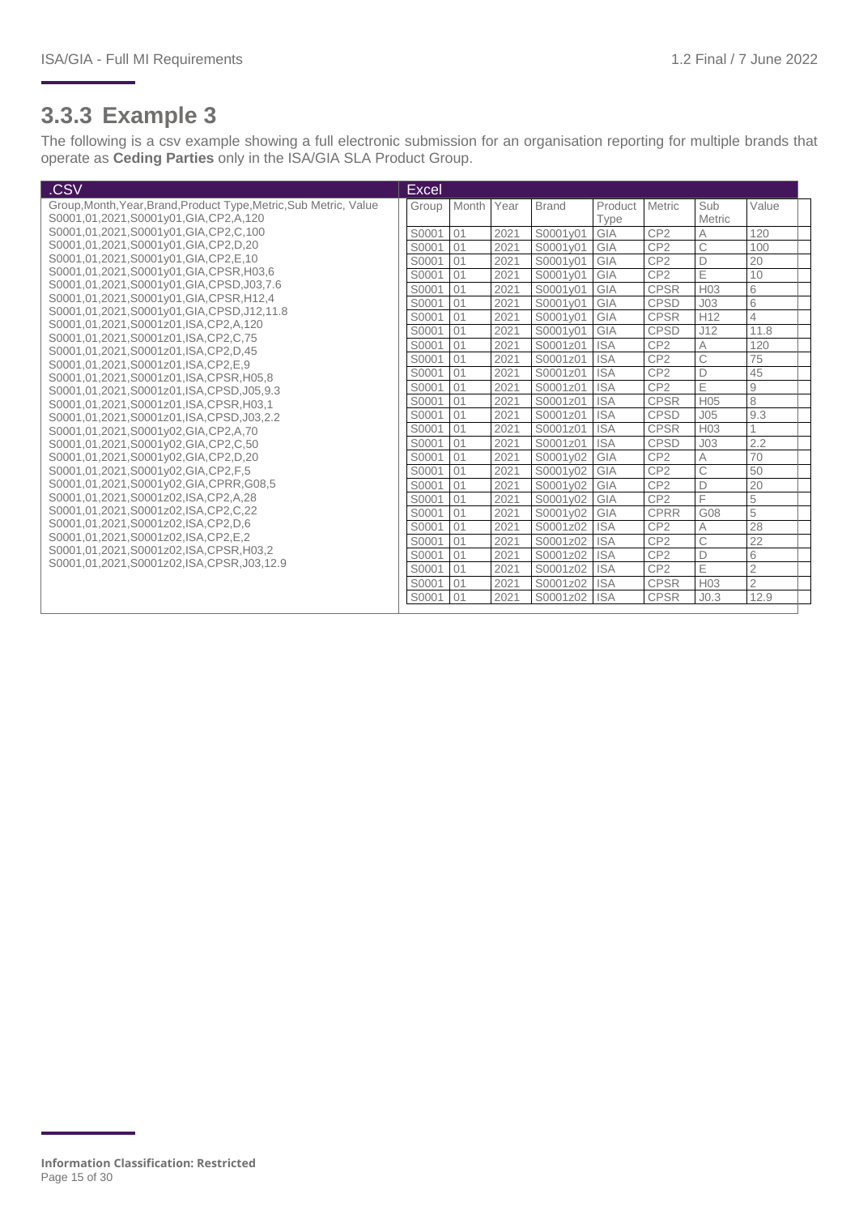## 3.3.3 Example 3

The following is a csv example showing a full electronic submission for an organisation reporting for multiple brands that operate as **Ceding Parties** only in the ISA/GIA SLA Product Group.

**.CSV**

```
Group,Month,Year,Brand,Product Type,Metric,Sub Metric, Value
S0001,01,2021,S0001y01,GIA,CP2,A,120
S0001,01,2021,S0001y01,GIA,CP2,C,100
S0001,01,2021,S0001y01,GIA,CP2,D,20
S0001,01,2021,S0001y01,GIA,CP2,E,10
S0001,01,2021,S0001y01,GIA,CPSR,H03,6
S0001,01,2021,S0001y01,GIA,CPSD,J03,7.6
S0001,01,2021,S0001y01,GIA,CPSR,H12,4
S0001,01,2021,S0001y01,GIA,CPSD,J12,11.8
S0001,01,2021,S0001z01,ISA,CP2,A,120
S0001,01,2021,S0001z01,ISA,CP2,C,75
S0001,01,2021,S0001z01,ISA,CP2,D,45
S0001,01,2021,S0001z01,ISA,CP2,E,9
S0001,01,2021,S0001z01,ISA,CPSR,H05,8
S0001,01,2021,S0001z01,ISA,CPSD,J05,9.3
S0001,01,2021,S0001z01,ISA,CPSR,H03,1
S0001,01,2021,S0001z01,ISA,CPSD,J03,2.2
S0001,01,2021,S0001y02,GIA,CP2,A,70
S0001,01,2021,S0001y02,GIA,CP2,C,50
S0001,01,2021,S0001y02,GIA,CP2,D,20
S0001,01,2021,S0001y02,GIA,CP2,F,5
S0001,01,2021,S0001y02,GIA,CPRR,G08,5
S0001,01,2021,S0001z02,ISA,CP2,A,28
S0001,01,2021,S0001z02,ISA,CP2,C,22
S0001,01,2021,S0001z02,ISA,CP2,D,6
S0001,01,2021,S0001z02,ISA,CP2,E,2
S0001,01,2021,S0001z02,ISA,CPSR,H03,2
S0001,01,2021,S0001z02,ISA,CPSR,J03,12.9
```

**Excel**

| Group | Month | Year | Brand | Product Type | Metric | Sub Metric | Value |
|---|---|---|---|---|---|---|---|
| S0001 | 01 | 2021 | S0001y01 | GIA | CP2 | A | 120 |
| S0001 | 01 | 2021 | S0001y01 | GIA | CP2 | C | 100 |
| S0001 | 01 | 2021 | S0001y01 | GIA | CP2 | D | 20 |
| S0001 | 01 | 2021 | S0001y01 | GIA | CP2 | E | 10 |
| S0001 | 01 | 2021 | S0001y01 | GIA | CPSR | H03 | 6 |
| S0001 | 01 | 2021 | S0001y01 | GIA | CPSD | J03 | 6 |
| S0001 | 01 | 2021 | S0001y01 | GIA | CPSR | H12 | 4 |
| S0001 | 01 | 2021 | S0001y01 | GIA | CPSD | J12 | 11.8 |
| S0001 | 01 | 2021 | S0001z01 | ISA | CP2 | A | 120 |
| S0001 | 01 | 2021 | S0001z01 | ISA | CP2 | C | 75 |
| S0001 | 01 | 2021 | S0001z01 | ISA | CP2 | D | 45 |
| S0001 | 01 | 2021 | S0001z01 | ISA | CP2 | E | 9 |
| S0001 | 01 | 2021 | S0001z01 | ISA | CPSR | H05 | 8 |
| S0001 | 01 | 2021 | S0001z01 | ISA | CPSD | J05 | 9.3 |
| S0001 | 01 | 2021 | S0001z01 | ISA | CPSR | H03 | 1 |
| S0001 | 01 | 2021 | S0001z01 | ISA | CPSD | J03 | 2.2 |
| S0001 | 01 | 2021 | S0001y02 | GIA | CP2 | A | 70 |
| S0001 | 01 | 2021 | S0001y02 | GIA | CP2 | C | 50 |
| S0001 | 01 | 2021 | S0001y02 | GIA | CP2 | D | 20 |
| S0001 | 01 | 2021 | S0001y02 | GIA | CP2 | F | 5 |
| S0001 | 01 | 2021 | S0001y02 | GIA | CPRR | G08 | 5 |
| S0001 | 01 | 2021 | S0001z02 | ISA | CP2 | A | 28 |
| S0001 | 01 | 2021 | S0001z02 | ISA | CP2 | C | 22 |
| S0001 | 01 | 2021 | S0001z02 | ISA | CP2 | D | 6 |
| S0001 | 01 | 2021 | S0001z02 | ISA | CP2 | E | 2 |
| S0001 | 01 | 2021 | S0001z02 | ISA | CPSR | H03 | 2 |
| S0001 | 01 | 2021 | S0001z02 | ISA | CPSR | J0.3 | 12.9 |

**Information Classification: Restricted**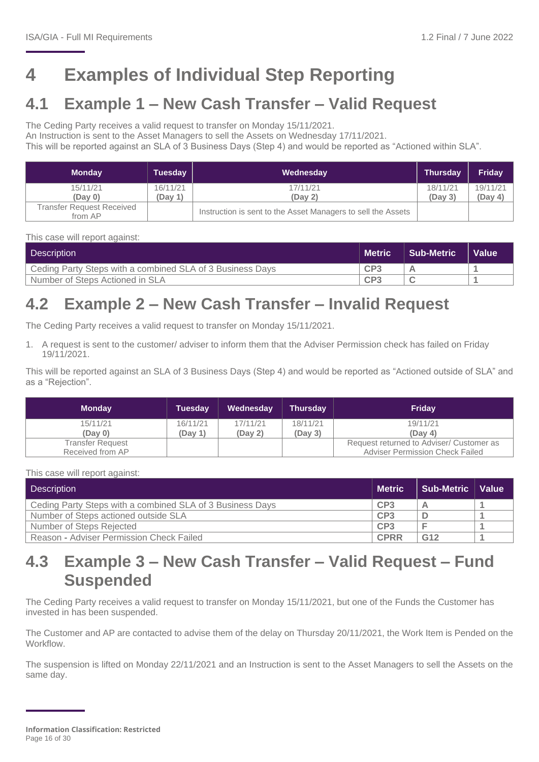# 4 Examples of Individual Step Reporting

## 4.1 Example 1 – New Cash Transfer – Valid Request

The Ceding Party receives a valid request to transfer on Monday 15/11/2021.
An Instruction is sent to the Asset Managers to sell the Assets on Wednesday 17/11/2021.
This will be reported against an SLA of 3 Business Days (Step 4) and would be reported as "Actioned within SLA".

| Monday | Tuesday | Wednesday | Thursday | Friday |
|---|---|---|---|---|
| 15/11/21 **(Day 0)** | 16/11/21 **(Day 1)** | 17/11/21 **(Day 2)** | 18/11/21 **(Day 3)** | 19/11/21 **(Day 4)** |
| Transfer Request Received from AP | | Instruction is sent to the Asset Managers to sell the Assets | | |

This case will report against:

| Description | Metric | Sub-Metric | Value |
|---|---|---|---|
| Ceding Party Steps with a combined SLA of 3 Business Days | CP3 | A | 1 |
| Number of Steps Actioned in SLA | CP3 | C | 1 |

## 4.2 Example 2 – New Cash Transfer – Invalid Request

The Ceding Party receives a valid request to transfer on Monday 15/11/2021.

1. A request is sent to the customer/ adviser to inform them that the Adviser Permission check has failed on Friday 19/11/2021.

This will be reported against an SLA of 3 Business Days (Step 4) and would be reported as "Actioned outside of SLA" and as a "Rejection".

| Monday | Tuesday | Wednesday | Thursday | Friday |
|---|---|---|---|---|
| 15/11/21 **(Day 0)** | 16/11/21 **(Day 1)** | 17/11/21 **(Day 2)** | 18/11/21 **(Day 3)** | 19/11/21 **(Day 4)** |
| Transfer Request Received from AP | | | | Request returned to Adviser/ Customer as Adviser Permission Check Failed |

This case will report against:

| Description | Metric | Sub-Metric | Value |
|---|---|---|---|
| Ceding Party Steps with a combined SLA of 3 Business Days | CP3 | A | 1 |
| Number of Steps actioned outside SLA | CP3 | D | 1 |
| Number of Steps Rejected | CP3 | F | 1 |
| Reason **-** Adviser Permission Check Failed | CPRR | G12 | 1 |

## 4.3 Example 3 – New Cash Transfer – Valid Request – Fund Suspended

The Ceding Party receives a valid request to transfer on Monday 15/11/2021, but one of the Funds the Customer has invested in has been suspended.

The Customer and AP are contacted to advise them of the delay on Thursday 20/11/2021, the Work Item is Pended on the Workflow.

The suspension is lifted on Monday 22/11/2021 and an Instruction is sent to the Asset Managers to sell the Assets on the same day.

**Information Classification: Restricted**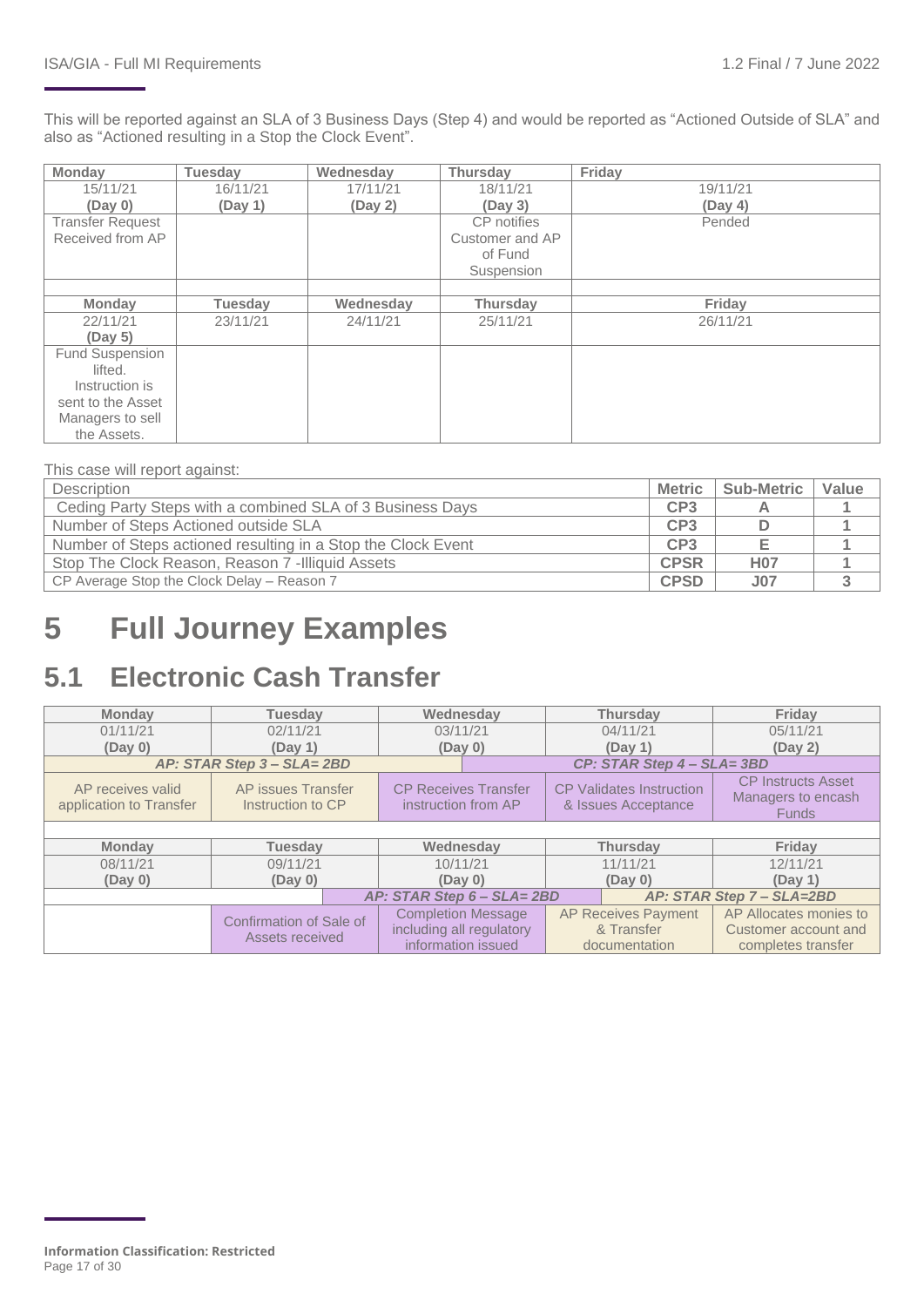This will be reported against an SLA of 3 Business Days (Step 4) and would be reported as "Actioned Outside of SLA" and also as "Actioned resulting in a Stop the Clock Event".

| Monday | Tuesday | Wednesday | Thursday | Friday |
|---|---|---|---|---|
| 15/11/21 **(Day 0)** | 16/11/21 **(Day 1)** | 17/11/21 **(Day 2)** | 18/11/21 **(Day 3)** | 19/11/21 **(Day 4)** |
| Transfer Request Received from AP | | | CP notifies Customer and AP of Fund Suspension | Pended |
| | | | | |
| **Monday** | **Tuesday** | **Wednesday** | **Thursday** | **Friday** |
| 22/11/21 **(Day 5)** | 23/11/21 | 24/11/21 | 25/11/21 | 26/11/21 |
| Fund Suspension lifted. Instruction is sent to the Asset Managers to sell the Assets. | | | | |

This case will report against:

| Description | Metric | Sub-Metric | Value |
|---|---|---|---|
| Ceding Party Steps with a combined SLA of 3 Business Days | CP3 | A | 1 |
| Number of Steps Actioned outside SLA | CP3 | D | 1 |
| Number of Steps actioned resulting in a Stop the Clock Event | CP3 | E | 1 |
| Stop The Clock Reason, Reason 7 -Illiquid Assets | CPSR | H07 | 1 |
| CP Average Stop the Clock Delay – Reason 7 | CPSD | J07 | 3 |

# 5 Full Journey Examples

## 5.1 Electronic Cash Transfer

| Monday | Tuesday | Wednesday | Thursday | Friday |
|---|---|---|---|---|
| 01/11/21 **(Day 0)** | 02/11/21 **(Day 1)** | 03/11/21 **(Day 0)** | 04/11/21 **(Day 1)** | 05/11/21 **(Day 2)** |
| ***AP: STAR Step 3 – SLA= 2BD*** | | ***CP: STAR Step 4 – SLA= 3BD*** | | |
| AP receives valid application to Transfer | AP issues Transfer Instruction to CP | CP Receives Transfer instruction from AP | CP Validates Instruction & Issues Acceptance | CP Instructs Asset Managers to encash Funds |
| | | | | |
| **Monday** | **Tuesday** | **Wednesday** | **Thursday** | **Friday** |
| 08/11/21 **(Day 0)** | 09/11/21 **(Day 0)** | 10/11/21 **(Day 0)** | 11/11/21 **(Day 0)** | 12/11/21 **(Day 1)** |
| | ***AP: STAR Step 6 – SLA= 2BD*** | | ***AP: STAR Step 7 – SLA=2BD*** | |
| | Confirmation of Sale of Assets received | Completion Message including all regulatory information issued | AP Receives Payment & Transfer documentation | AP Allocates monies to Customer account and completes transfer |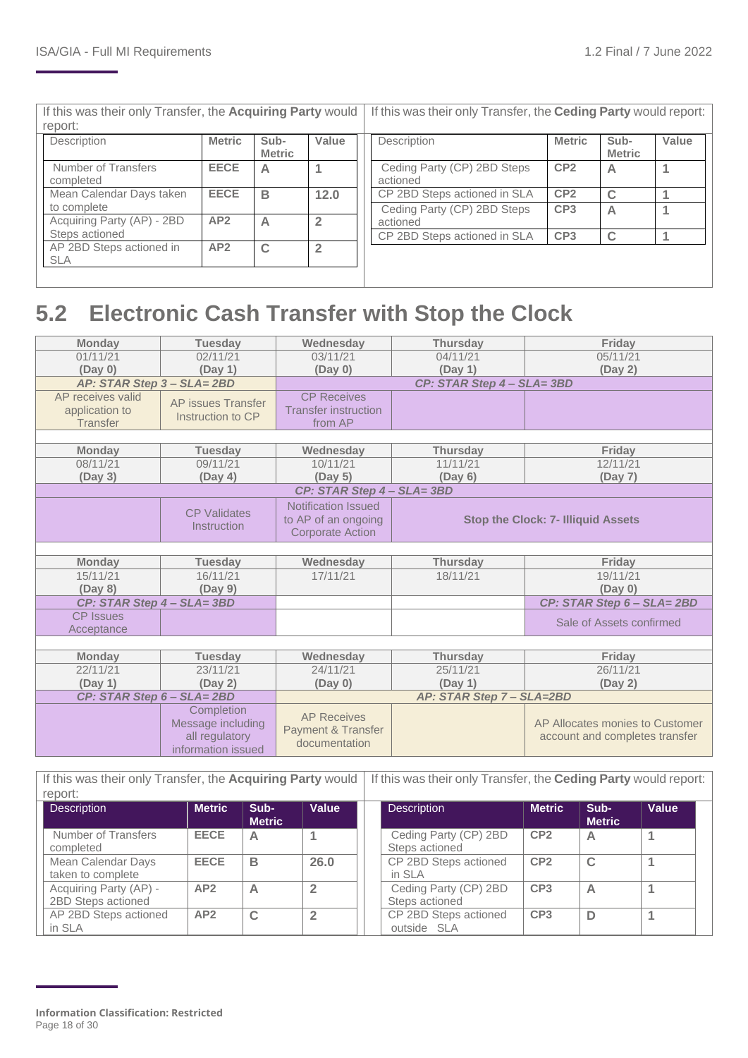| If this was their only Transfer, the **Acquiring Party** would report: | | | |
|---|---|---|---|
| Description | Metric | Sub-Metric | Value |
| Number of Transfers completed | EECE | A | 1 |
| Mean Calendar Days taken to complete | EECE | B | 12.0 |
| Acquiring Party (AP) - 2BD Steps actioned | AP2 | A | 2 |
| AP 2BD Steps actioned in SLA | AP2 | C | 2 |

| If this was their only Transfer, the **Ceding Party** would report: | | | |
|---|---|---|---|
| Description | Metric | Sub-Metric | Value |
| Ceding Party (CP) 2BD Steps actioned | CP2 | A | 1 |
| CP 2BD Steps actioned in SLA | CP2 | C | 1 |
| Ceding Party (CP) 2BD Steps actioned | CP3 | A | 1 |
| CP 2BD Steps actioned in SLA | CP3 | C | 1 |

## 5.2 Electronic Cash Transfer with Stop the Clock

| Monday | Tuesday | Wednesday | Thursday | Friday |
|---|---|---|---|---|
| 01/11/21 **(Day 0)** | 02/11/21 **(Day 1)** | 03/11/21 **(Day 0)** | 04/11/21 **(Day 1)** | 05/11/21 **(Day 2)** |
| ***AP: STAR Step 3 – SLA= 2BD*** | | ***CP: STAR Step 4 – SLA= 3BD*** | | |
| AP receives valid application to Transfer | AP issues Transfer Instruction to CP | CP Receives Transfer instruction from AP | | |
| | | | | |
| **Monday** | **Tuesday** | **Wednesday** | **Thursday** | **Friday** |
| 08/11/21 **(Day 3)** | 09/11/21 **(Day 4)** | 10/11/21 **(Day 5)** | 11/11/21 **(Day 6)** | 12/11/21 **(Day 7)** |
| ***CP: STAR Step 4 – SLA= 3BD*** | | | | |
| | CP Validates Instruction | Notification Issued to AP of an ongoing Corporate Action | **Stop the Clock: 7- Illiquid Assets** | |
| | | | | |
| **Monday** | **Tuesday** | **Wednesday** | **Thursday** | **Friday** |
| 15/11/21 **(Day 8)** | 16/11/21 **(Day 9)** | 17/11/21 | 18/11/21 | 19/11/21 **(Day 0)** |
| ***CP: STAR Step 4 – SLA= 3BD*** | | | | ***CP: STAR Step 6 – SLA= 2BD*** |
| CP Issues Acceptance | | | | Sale of Assets confirmed |
| | | | | |
| **Monday** | **Tuesday** | **Wednesday** | **Thursday** | **Friday** |
| 22/11/21 **(Day 1)** | 23/11/21 **(Day 2)** | 24/11/21 **(Day 0)** | 25/11/21 **(Day 1)** | 26/11/21 **(Day 2)** |
| ***CP: STAR Step 6 – SLA= 2BD*** | | ***AP: STAR Step 7 – SLA=2BD*** | | |
| | Completion Message including all regulatory information issued | AP Receives Payment & Transfer documentation | | AP Allocates monies to Customer account and completes transfer |

| If this was their only Transfer, the **Acquiring Party** would report: | | | |
|---|---|---|---|
| Description | Metric | Sub-Metric | Value |
| Number of Transfers completed | EECE | A | 1 |
| Mean Calendar Days taken to complete | EECE | B | 26.0 |
| Acquiring Party (AP) - 2BD Steps actioned | AP2 | A | 2 |
| AP 2BD Steps actioned in SLA | AP2 | C | 2 |

| If this was their only Transfer, the **Ceding Party** would report: | | | |
|---|---|---|---|
| Description | Metric | Sub-Metric | Value |
| Ceding Party (CP) 2BD Steps actioned | CP2 | A | 1 |
| CP 2BD Steps actioned in SLA | CP2 | C | 1 |
| Ceding Party (CP) 2BD Steps actioned | CP3 | A | 1 |
| CP 2BD Steps actioned outside SLA | CP3 | D | 1 |

**Information Classification: Restricted**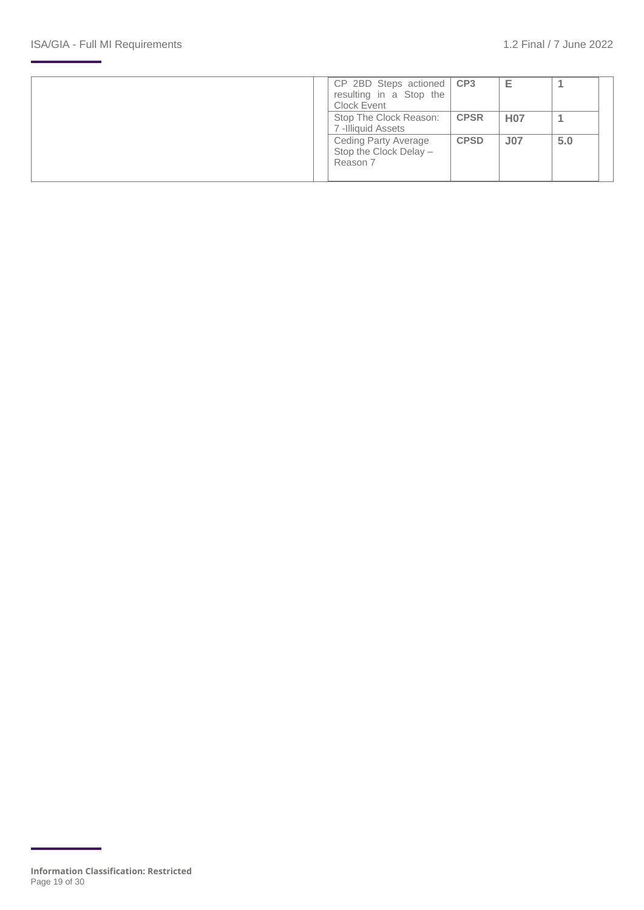| | | | | | |
|---|---|---|---|---|---|
| | CP 2BD Steps actioned resulting in a Stop the Clock Event | **CP3** | **E** | **1** | |
| | Stop The Clock Reason: 7 -Illiquid Assets | **CPSR** | **H07** | **1** | |
| | Ceding Party Average Stop the Clock Delay – Reason 7 | **CPSD** | **J07** | **5.0** | |

**Information Classification: Restricted**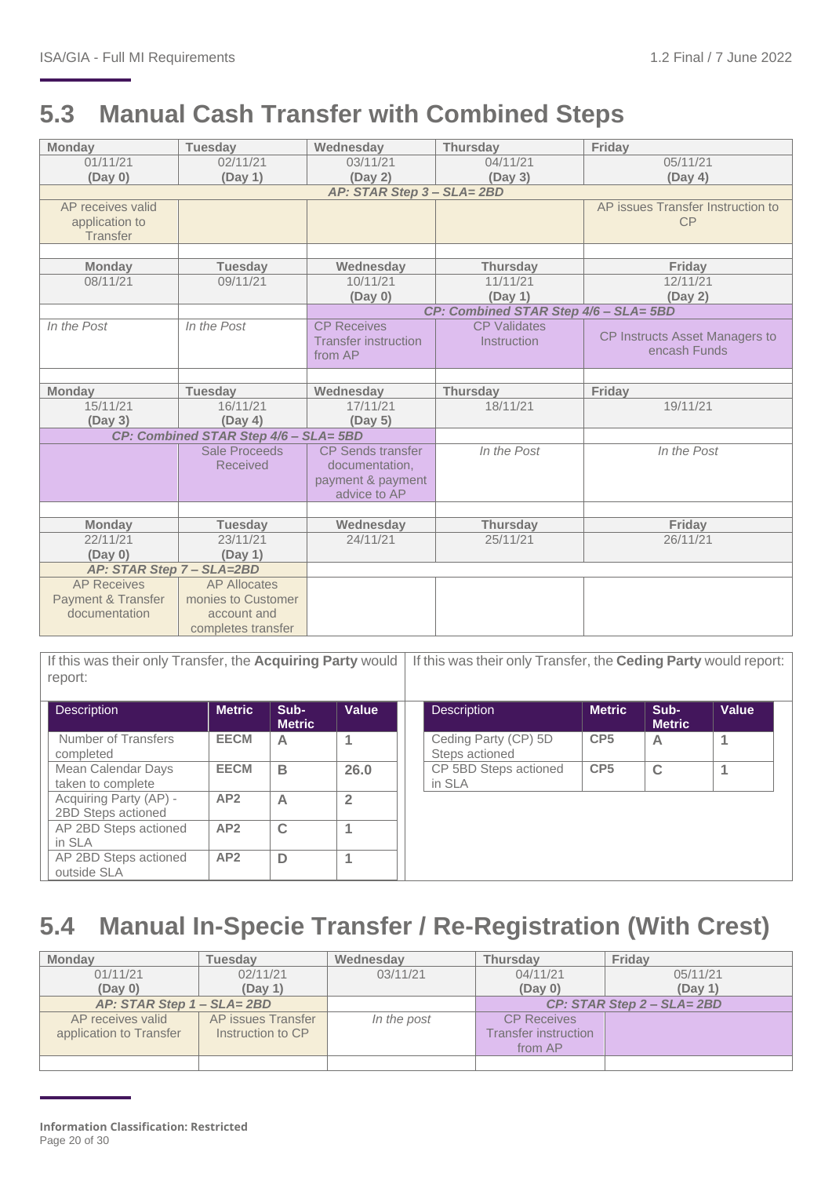## 5.3 Manual Cash Transfer with Combined Steps

| Monday | Tuesday | Wednesday | Thursday | Friday |
|---|---|---|---|---|
| 01/11/21 **(Day 0)** | 02/11/21 **(Day 1)** | 03/11/21 **(Day 2)** | 04/11/21 **(Day 3)** | 05/11/21 **(Day 4)** |
| ***AP: STAR Step 3 – SLA= 2BD*** | | | | |
| AP receives valid application to Transfer | | | | AP issues Transfer Instruction to CP |
| | | | | |
| **Monday** | **Tuesday** | **Wednesday** | **Thursday** | **Friday** |
| 08/11/21 | 09/11/21 | 10/11/21 **(Day 0)** | 11/11/21 **(Day 1)** | 12/11/21 **(Day 2)** |
| | | ***CP: Combined STAR Step 4/6 – SLA= 5BD*** | | |
| *In the Post* | *In the Post* | CP Receives Transfer instruction from AP | CP Validates Instruction | CP Instructs Asset Managers to encash Funds |
| | | | | |
| **Monday** | **Tuesday** | **Wednesday** | **Thursday** | **Friday** |
| 15/11/21 **(Day 3)** | 16/11/21 **(Day 4)** | 17/11/21 **(Day 5)** | 18/11/21 | 19/11/21 |
| ***CP: Combined STAR Step 4/6 – SLA= 5BD*** | | | | |
| | Sale Proceeds Received | CP Sends transfer documentation, payment & payment advice to AP | *In the Post* | *In the Post* |
| | | | | |
| **Monday** | **Tuesday** | **Wednesday** | **Thursday** | **Friday** |
| 22/11/21 **(Day 0)** | 23/11/21 **(Day 1)** | 24/11/21 | 25/11/21 | 26/11/21 |
| ***AP: STAR Step 7 – SLA=2BD*** | | | | |
| AP Receives Payment & Transfer documentation | AP Allocates monies to Customer account and completes transfer | | | |

If this was their only Transfer, the **Acquiring Party** would report:

| Description | Metric | Sub-Metric | Value |
|---|---|---|---|
| Number of Transfers completed | EECM | A | 1 |
| Mean Calendar Days taken to complete | EECM | B | 26.0 |
| Acquiring Party (AP) - 2BD Steps actioned | AP2 | A | 2 |
| AP 2BD Steps actioned in SLA | AP2 | C | 1 |
| AP 2BD Steps actioned outside SLA | AP2 | D | 1 |

If this was their only Transfer, the **Ceding Party** would report:

| Description | Metric | Sub-Metric | Value |
|---|---|---|---|
| Ceding Party (CP) 5D Steps actioned | CP5 | A | 1 |
| CP 5BD Steps actioned in SLA | CP5 | C | 1 |

## 5.4 Manual In-Specie Transfer / Re-Registration (With Crest)

| Monday | Tuesday | Wednesday | Thursday | Friday |
|---|---|---|---|---|
| 01/11/21 **(Day 0)** | 02/11/21 **(Day 1)** | 03/11/21 | 04/11/21 **(Day 0)** | 05/11/21 **(Day 1)** |
| ***AP: STAR Step 1 – SLA= 2BD*** | | | ***CP: STAR Step 2 – SLA= 2BD*** | |
| AP receives valid application to Transfer | AP issues Transfer Instruction to CP | *In the post* | CP Receives Transfer instruction from AP | |
| | | | | |

**Information Classification: Restricted**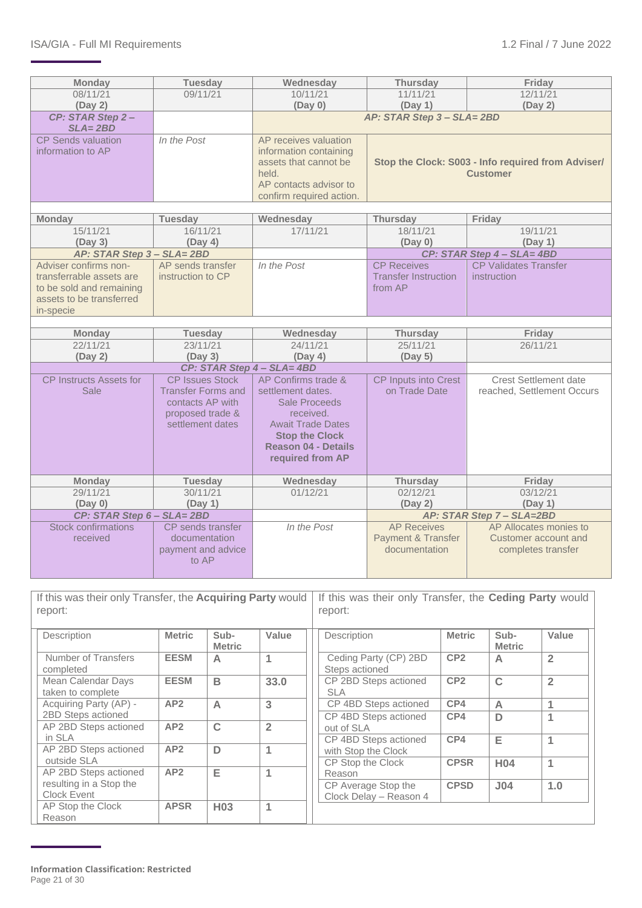| Monday | Tuesday | Wednesday | Thursday | Friday |
|---|---|---|---|---|
| 08/11/21 (Day 2) | 09/11/21 | 10/11/21 (Day 0) | 11/11/21 (Day 1) | 12/11/21 (Day 2) |
| ***CP: STAR Step 2 – SLA= 2BD*** | | ***AP: STAR Step 3 – SLA= 2BD*** | | |
| CP Sends valuation information to AP | *In the Post* | AP receives valuation information containing assets that cannot be held. AP contacts advisor to confirm required action. | **Stop the Clock: S003 - Info required from Adviser/ Customer** | |

| Monday | Tuesday | Wednesday | Thursday | Friday |
|---|---|---|---|---|
| 15/11/21 (Day 3) | 16/11/21 (Day 4) | 17/11/21 | 18/11/21 (Day 0) | 19/11/21 (Day 1) |
| ***AP: STAR Step 3 – SLA= 2BD*** | | | ***CP: STAR Step 4 – SLA= 4BD*** | |
| Adviser confirms non-transferrable assets are to be sold and remaining assets to be transferred in-specie | AP sends transfer instruction to CP | *In the Post* | CP Receives Transfer Instruction from AP | CP Validates Transfer instruction |

| Monday | Tuesday | Wednesday | Thursday | Friday |
|---|---|---|---|---|
| 22/11/21 (Day 2) | 23/11/21 (Day 3) | 24/11/21 (Day 4) | 25/11/21 (Day 5) | 26/11/21 |
| ***CP: STAR Step 4 – SLA= 4BD*** | | | | |
| CP Instructs Assets for Sale | CP Issues Stock Transfer Forms and contacts AP with proposed trade & settlement dates | AP Confirms trade & settlement dates. Sale Proceeds received. Await Trade Dates **Stop the Clock Reason 04 - Details required from AP** | CP Inputs into Crest on Trade Date | Crest Settlement date reached, Settlement Occurs |

| Monday | Tuesday | Wednesday | Thursday | Friday |
|---|---|---|---|---|
| 29/11/21 (Day 0) | 30/11/21 (Day 1) | 01/12/21 | 02/12/21 (Day 2) | 03/12/21 (Day 1) |
| ***CP: STAR Step 6 – SLA= 2BD*** | | | ***AP: STAR Step 7 – SLA=2BD*** | |
| Stock confirmations received | CP sends transfer documentation payment and advice to AP | *In the Post* | AP Receives Payment & Transfer documentation | AP Allocates monies to Customer account and completes transfer |

If this was their only Transfer, the **Acquiring Party** would report:

| Description | Metric | Sub-Metric | Value |
|---|---|---|---|
| Number of Transfers completed | **EESM** | **A** | **1** |
| Mean Calendar Days taken to complete | **EESM** | **B** | **33.0** |
| Acquiring Party (AP) - 2BD Steps actioned | **AP2** | **A** | **3** |
| AP 2BD Steps actioned in SLA | **AP2** | **C** | **2** |
| AP 2BD Steps actioned outside SLA | **AP2** | **D** | **1** |
| AP 2BD Steps actioned resulting in a Stop the Clock Event | **AP2** | **E** | **1** |
| AP Stop the Clock Reason | **APSR** | **H03** | **1** |

If this was their only Transfer, the **Ceding Party** would report:

| Description | Metric | Sub-Metric | Value |
|---|---|---|---|
| Ceding Party (CP) 2BD Steps actioned | **CP2** | **A** | **2** |
| CP 2BD Steps actioned SLA | **CP2** | **C** | **2** |
| CP 4BD Steps actioned | **CP4** | **A** | **1** |
| CP 4BD Steps actioned out of SLA | **CP4** | **D** | **1** |
| CP 4BD Steps actioned with Stop the Clock | **CP4** | **E** | **1** |
| CP Stop the Clock Reason | **CPSR** | **H04** | **1** |
| CP Average Stop the Clock Delay – Reason 4 | **CPSD** | **J04** | **1.0** |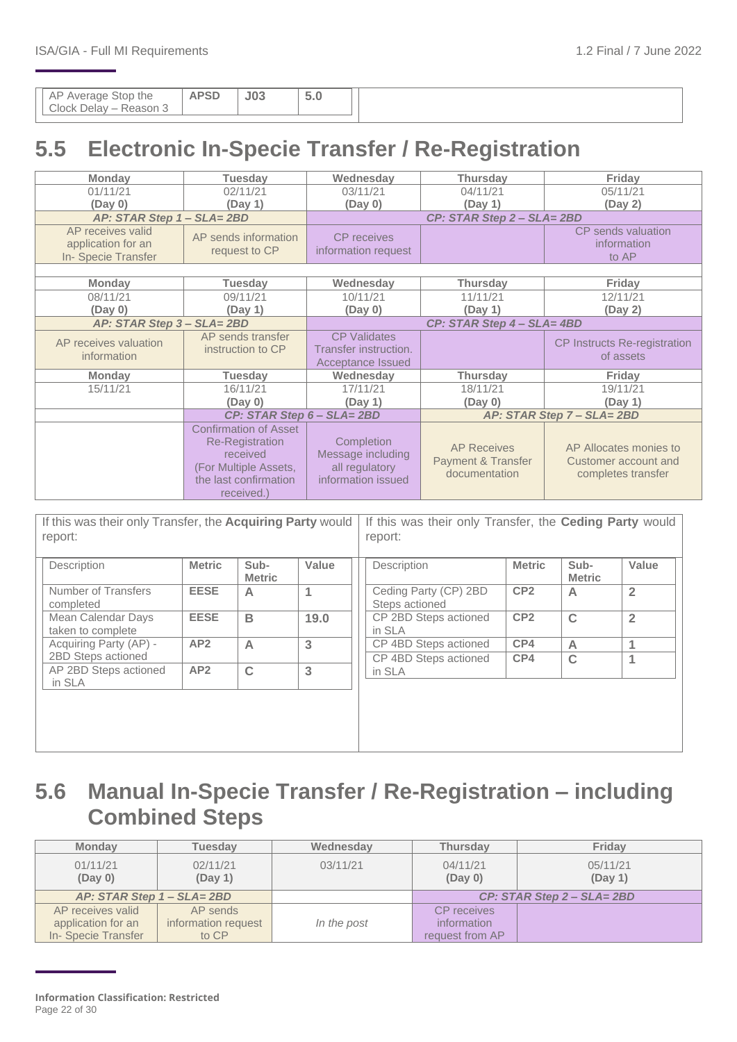| AP Average Stop the Clock Delay – Reason 3 | APSD | J03 | 5.0 |
|---|---|---|---|

## 5.5 Electronic In-Specie Transfer / Re-Registration

| Monday | Tuesday | Wednesday | Thursday | Friday |
|---|---|---|---|---|
| 01/11/21 (Day 0) | 02/11/21 (Day 1) | 03/11/21 (Day 0) | 04/11/21 (Day 1) | 05/11/21 (Day 2) |
| *AP: STAR Step 1 – SLA= 2BD* | | *CP: STAR Step 2 – SLA= 2BD* | | |
| AP receives valid application for an In- Specie Transfer | AP sends information request to CP | CP receives information request | | CP sends valuation information to AP |
| **Monday** | **Tuesday** | **Wednesday** | **Thursday** | **Friday** |
| 08/11/21 (Day 0) | 09/11/21 (Day 1) | 10/11/21 (Day 0) | 11/11/21 (Day 1) | 12/11/21 (Day 2) |
| *AP: STAR Step 3 – SLA= 2BD* | | *CP: STAR Step 4 – SLA= 4BD* | | |
| AP receives valuation information | AP sends transfer instruction to CP | CP Validates Transfer instruction. Acceptance Issued | | CP Instructs Re-registration of assets |
| **Monday** | **Tuesday** | **Wednesday** | **Thursday** | **Friday** |
| 15/11/21 | 16/11/21 (Day 0) | 17/11/21 (Day 1) | 18/11/21 (Day 0) | 19/11/21 (Day 1) |
| | *CP: STAR Step 6 – SLA= 2BD* | | *AP: STAR Step 7 – SLA= 2BD* | |
| | Confirmation of Asset Re-Registration received (For Multiple Assets, the last confirmation received.) | Completion Message including all regulatory information issued | AP Receives Payment & Transfer documentation | AP Allocates monies to Customer account and completes transfer |

If this was their only Transfer, the **Acquiring Party** would report:

| Description | Metric | Sub-Metric | Value |
|---|---|---|---|
| Number of Transfers completed | EESE | A | 1 |
| Mean Calendar Days taken to complete | EESE | B | 19.0 |
| Acquiring Party (AP) - 2BD Steps actioned | AP2 | A | 3 |
| AP 2BD Steps actioned in SLA | AP2 | C | 3 |

If this was their only Transfer, the **Ceding Party** would report:

| Description | Metric | Sub-Metric | Value |
|---|---|---|---|
| Ceding Party (CP) 2BD Steps actioned | CP2 | A | 2 |
| CP 2BD Steps actioned in SLA | CP2 | C | 2 |
| CP 4BD Steps actioned | CP4 | A | 1 |
| CP 4BD Steps actioned in SLA | CP4 | C | 1 |

## 5.6 Manual In-Specie Transfer / Re-Registration – including Combined Steps

| Monday | Tuesday | Wednesday | Thursday | Friday |
|---|---|---|---|---|
| 01/11/21 (Day 0) | 02/11/21 (Day 1) | 03/11/21 | 04/11/21 (Day 0) | 05/11/21 (Day 1) |
| *AP: STAR Step 1 – SLA= 2BD* | | | *CP: STAR Step 2 – SLA= 2BD* | |
| AP receives valid application for an In- Specie Transfer | AP sends information request to CP | *In the post* | CP receives information request from AP | |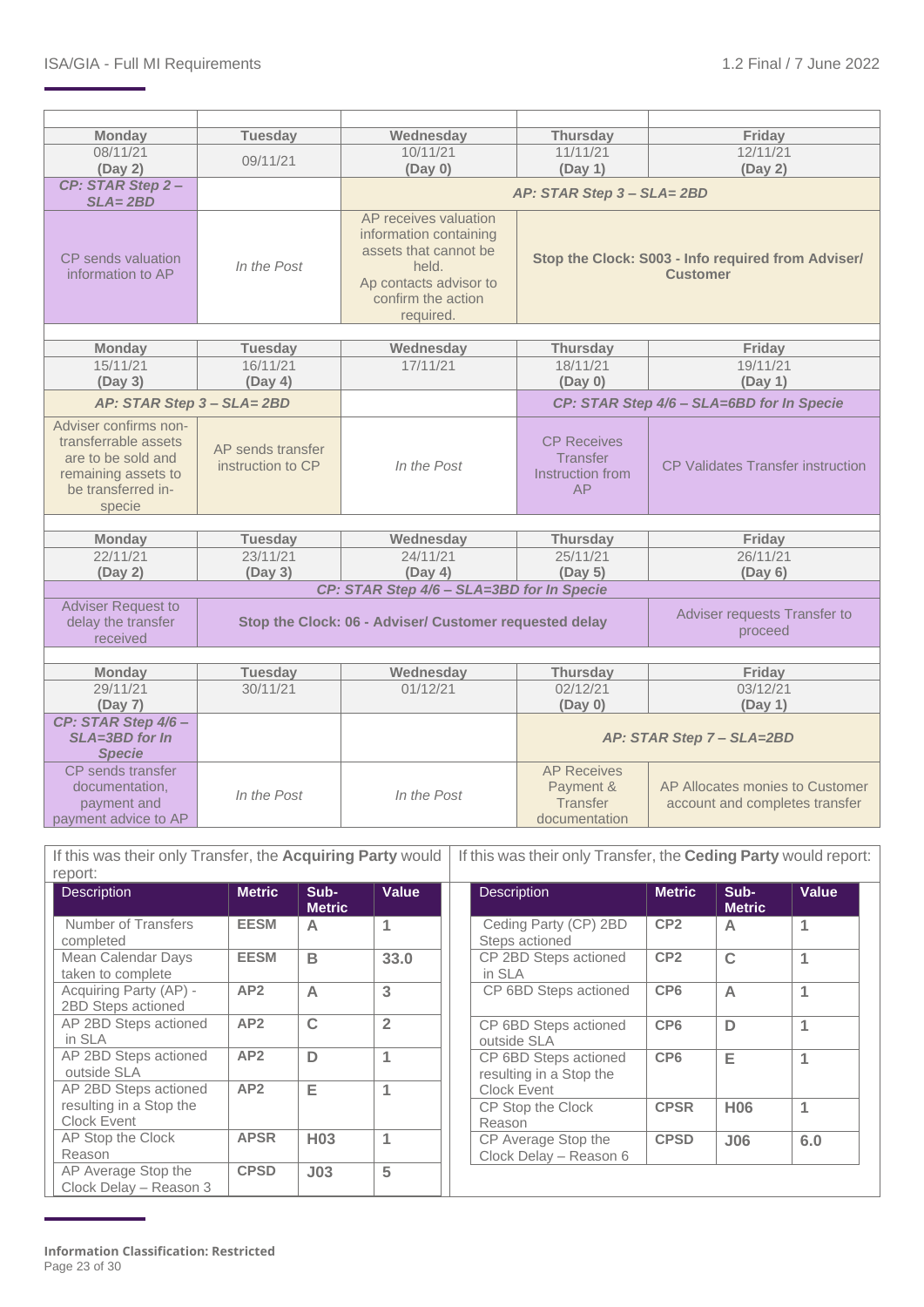| Monday | Tuesday | Wednesday | Thursday | Friday |
|---|---|---|---|---|
| 08/11/21 (Day 2) | 09/11/21 | 10/11/21 (Day 0) | 11/11/21 (Day 1) | 12/11/21 (Day 2) |
| *CP: STAR Step 2 – SLA= 2BD* | | *AP: STAR Step 3 – SLA= 2BD* | | |
| CP sends valuation information to AP | *In the Post* | AP receives valuation information containing assets that cannot be held. Ap contacts advisor to confirm the action required. | **Stop the Clock: S003 - Info required from Adviser/ Customer** | |

| Monday | Tuesday | Wednesday | Thursday | Friday |
|---|---|---|---|---|
| 15/11/21 (Day 3) | 16/11/21 (Day 4) | 17/11/21 | 18/11/21 (Day 0) | 19/11/21 (Day 1) |
| *AP: STAR Step 3 – SLA= 2BD* | | | *CP: STAR Step 4/6 – SLA=6BD for In Specie* | |
| Adviser confirms non-transferrable assets are to be sold and remaining assets to be transferred in-specie | AP sends transfer instruction to CP | *In the Post* | CP Receives Transfer Instruction from AP | CP Validates Transfer instruction |

| Monday | Tuesday | Wednesday | Thursday | Friday |
|---|---|---|---|---|
| 22/11/21 (Day 2) | 23/11/21 (Day 3) | 24/11/21 (Day 4) | 25/11/21 (Day 5) | 26/11/21 (Day 6) |
| *CP: STAR Step 4/6 – SLA=3BD for In Specie* | | | | |
| Adviser Request to delay the transfer received | **Stop the Clock: 06 - Adviser/ Customer requested delay** | | | Adviser requests Transfer to proceed |

| Monday | Tuesday | Wednesday | Thursday | Friday |
|---|---|---|---|---|
| 29/11/21 (Day 7) | 30/11/21 | 01/12/21 | 02/12/21 (Day 0) | 03/12/21 (Day 1) |
| *CP: STAR Step 4/6 – SLA=3BD for In Specie* | | | *AP: STAR Step 7 – SLA=2BD* | |
| CP sends transfer documentation, payment and payment advice to AP | *In the Post* | *In the Post* | AP Receives Payment & Transfer documentation | AP Allocates monies to Customer account and completes transfer |

If this was their only Transfer, the **Acquiring Party** would report:

| Description | Metric | Sub-Metric | Value |
|---|---|---|---|
| Number of Transfers completed | EESM | A | 1 |
| Mean Calendar Days taken to complete | EESM | B | 33.0 |
| Acquiring Party (AP) - 2BD Steps actioned | AP2 | A | 3 |
| AP 2BD Steps actioned in SLA | AP2 | C | 2 |
| AP 2BD Steps actioned outside SLA | AP2 | D | 1 |
| AP 2BD Steps actioned resulting in a Stop the Clock Event | AP2 | E | 1 |
| AP Stop the Clock Reason | APSR | H03 | 1 |
| AP Average Stop the Clock Delay – Reason 3 | CPSD | J03 | 5 |

If this was their only Transfer, the **Ceding Party** would report:

| Description | Metric | Sub-Metric | Value |
|---|---|---|---|
| Ceding Party (CP) 2BD Steps actioned | CP2 | A | 1 |
| CP 2BD Steps actioned in SLA | CP2 | C | 1 |
| CP 6BD Steps actioned | CP6 | A | 1 |
| CP 6BD Steps actioned outside SLA | CP6 | D | 1 |
| CP 6BD Steps actioned resulting in a Stop the Clock Event | CP6 | E | 1 |
| CP Stop the Clock Reason | CPSR | H06 | 1 |
| CP Average Stop the Clock Delay – Reason 6 | CPSD | J06 | 6.0 |

**Information Classification: Restricted**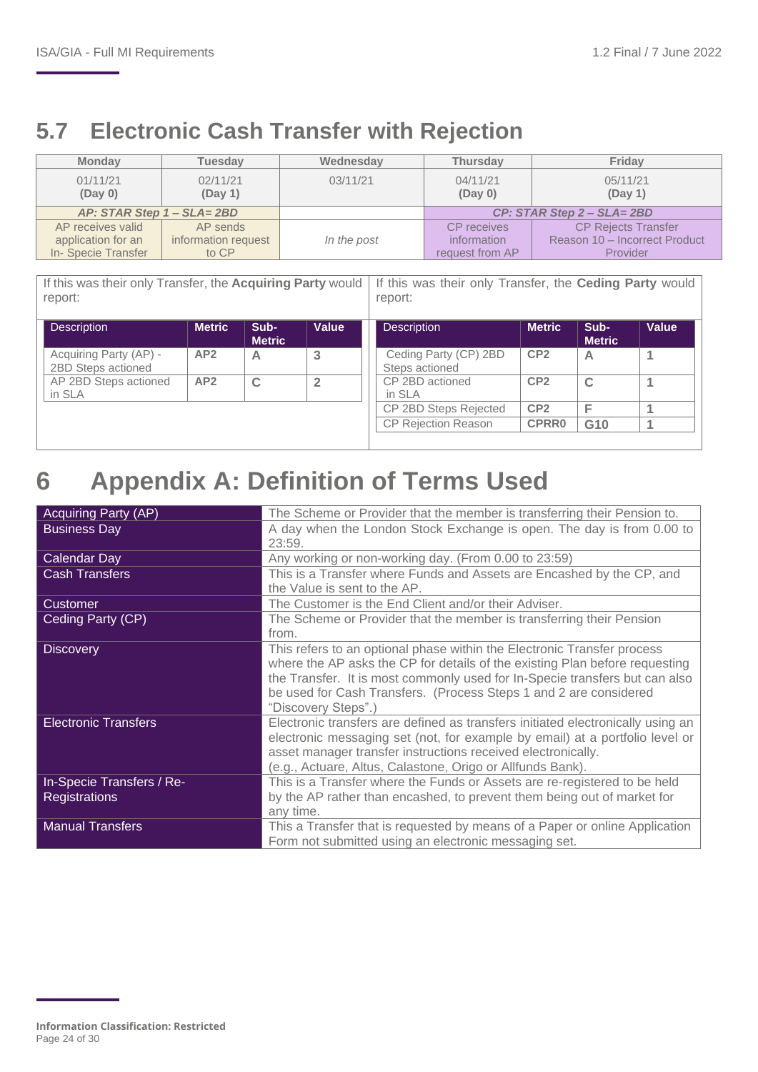## 5.7 Electronic Cash Transfer with Rejection

| Monday | Tuesday | Wednesday | Thursday | Friday |
|---|---|---|---|---|
| 01/11/21 **(Day 0)** | 02/11/21 **(Day 1)** | 03/11/21 | 04/11/21 **(Day 0)** | 05/11/21 **(Day 1)** |
| ***AP: STAR Step 1 – SLA= 2BD*** | | | ***CP: STAR Step 2 – SLA= 2BD*** | |
| AP receives valid application for an In- Specie Transfer | AP sends information request to CP | *In the post* | CP receives information request from AP | CP Rejects Transfer Reason 10 – Incorrect Product Provider |

If this was their only Transfer, the **Acquiring Party** would report:

| Description | Metric | Sub-Metric | Value |
|---|---|---|---|
| Acquiring Party (AP) - 2BD Steps actioned | AP2 | A | 3 |
| AP 2BD Steps actioned in SLA | AP2 | C | 2 |

If this was their only Transfer, the **Ceding Party** would report:

| Description | Metric | Sub-Metric | Value |
|---|---|---|---|
| Ceding Party (CP) 2BD Steps actioned | CP2 | A | 1 |
| CP 2BD actioned in SLA | CP2 | C | 1 |
| CP 2BD Steps Rejected | CP2 | F | 1 |
| CP Rejection Reason | CPRR0 | G10 | 1 |

# 6 Appendix A: Definition of Terms Used

| Term | Definition |
|---|---|
| Acquiring Party (AP) | The Scheme or Provider that the member is transferring their Pension to. |
| Business Day | A day when the London Stock Exchange is open. The day is from 0.00 to 23:59. |
| Calendar Day | Any working or non-working day. (From 0.00 to 23:59) |
| Cash Transfers | This is a Transfer where Funds and Assets are Encashed by the CP, and the Value is sent to the AP. |
| Customer | The Customer is the End Client and/or their Adviser. |
| Ceding Party (CP) | The Scheme or Provider that the member is transferring their Pension from. |
| Discovery | This refers to an optional phase within the Electronic Transfer process where the AP asks the CP for details of the existing Plan before requesting the Transfer. It is most commonly used for In-Specie transfers but can also be used for Cash Transfers. (Process Steps 1 and 2 are considered "Discovery Steps".) |
| Electronic Transfers | Electronic transfers are defined as transfers initiated electronically using an electronic messaging set (not, for example by email) at a portfolio level or asset manager transfer instructions received electronically. (e.g., Altus, Calastone, Origo or Allfunds Bank). |
| In-Specie Transfers / Re-Registrations | This is a Transfer where the Funds or Assets are re-registered to be held by the AP rather than encashed, to prevent them being out of market for any time. |
| Manual Transfers | This a Transfer that is requested by means of a Paper or online Application Form not submitted using an electronic messaging set. |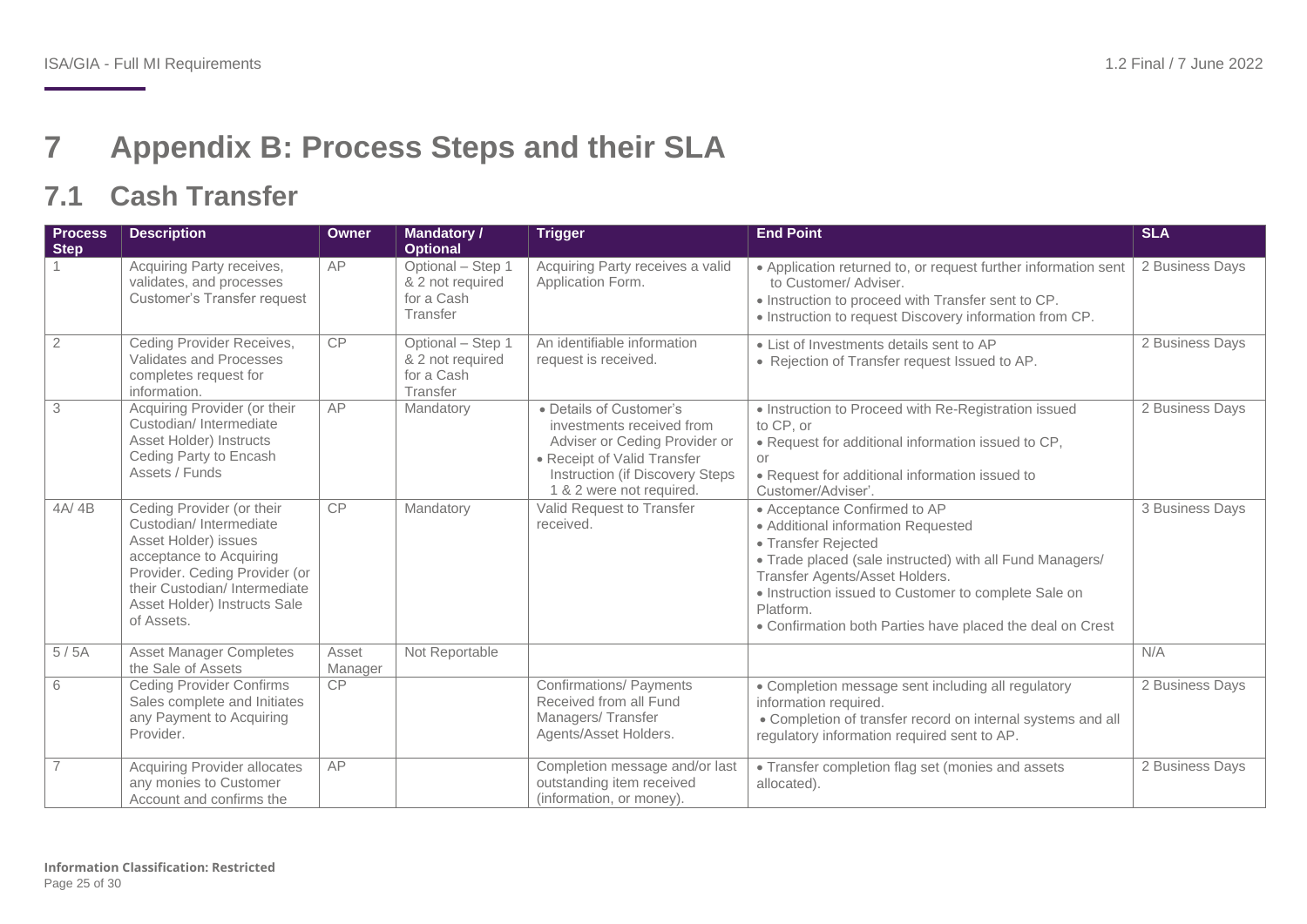# 7 Appendix B: Process Steps and their SLA

## 7.1 Cash Transfer

| Process Step | Description | Owner | Mandatory / Optional | Trigger | End Point | SLA |
|---|---|---|---|---|---|---|
| 1 | Acquiring Party receives, validates, and processes Customer's Transfer request | AP | Optional – Step 1 & 2 not required for a Cash Transfer | Acquiring Party receives a valid Application Form. | • Application returned to, or request further information sent to Customer/ Adviser.<br>• Instruction to proceed with Transfer sent to CP.<br>• Instruction to request Discovery information from CP. | 2 Business Days |
| 2 | Ceding Provider Receives, Validates and Processes completes request for information. | CP | Optional – Step 1 & 2 not required for a Cash Transfer | An identifiable information request is received. | • List of Investments details sent to AP<br>• Rejection of Transfer request Issued to AP. | 2 Business Days |
| 3 | Acquiring Provider (or their Custodian/ Intermediate Asset Holder) Instructs Ceding Party to Encash Assets / Funds | AP | Mandatory | • Details of Customer's investments received from Adviser or Ceding Provider or<br>• Receipt of Valid Transfer Instruction (if Discovery Steps 1 & 2 were not required. | • Instruction to Proceed with Re-Registration issued to CP, or<br>• Request for additional information issued to CP, or<br>• Request for additional information issued to Customer/Adviser'. | 2 Business Days |
| 4A/ 4B | Ceding Provider (or their Custodian/ Intermediate Asset Holder) issues acceptance to Acquiring Provider. Ceding Provider (or their Custodian/ Intermediate Asset Holder) Instructs Sale of Assets. | CP | Mandatory | Valid Request to Transfer received. | • Acceptance Confirmed to AP<br>• Additional information Requested<br>• Transfer Rejected<br>• Trade placed (sale instructed) with all Fund Managers/ Transfer Agents/Asset Holders.<br>• Instruction issued to Customer to complete Sale on Platform.<br>• Confirmation both Parties have placed the deal on Crest | 3 Business Days |
| 5 / 5A | Asset Manager Completes the Sale of Assets | Asset Manager | Not Reportable | | | N/A |
| 6 | Ceding Provider Confirms Sales complete and Initiates any Payment to Acquiring Provider. | CP | | Confirmations/ Payments Received from all Fund Managers/ Transfer Agents/Asset Holders. | • Completion message sent including all regulatory information required.<br>• Completion of transfer record on internal systems and all regulatory information required sent to AP. | 2 Business Days |
| 7 | Acquiring Provider allocates any monies to Customer Account and confirms the | AP | | Completion message and/or last outstanding item received (information, or money). | • Transfer completion flag set (monies and assets allocated). | 2 Business Days |

**Information Classification: Restricted**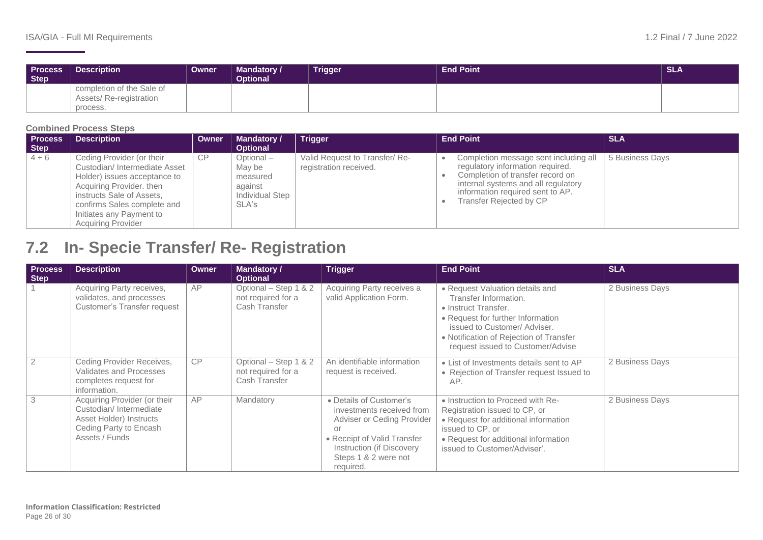| Process Step | Description | Owner | Mandatory / Optional | Trigger | End Point | SLA |
|---|---|---|---|---|---|---|
| | completion of the Sale of Assets/ Re-registration process. | | | | | |

**Combined Process Steps**

| Process Step | Description | Owner | Mandatory / Optional | Trigger | End Point | SLA |
|---|---|---|---|---|---|---|
| 4 + 6 | Ceding Provider (or their Custodian/ Intermediate Asset Holder) issues acceptance to Acquiring Provider. then instructs Sale of Assets, confirms Sales complete and Initiates any Payment to Acquiring Provider | CP | Optional – May be measured against Individual Step SLA's | Valid Request to Transfer/ Re-registration received. | • Completion message sent including all regulatory information required.<br>• Completion of transfer record on internal systems and all regulatory information required sent to AP.<br>• Transfer Rejected by CP | 5 Business Days |

## 7.2 In- Specie Transfer/ Re- Registration

| Process Step | Description | Owner | Mandatory / Optional | Trigger | End Point | SLA |
|---|---|---|---|---|---|---|
| 1 | Acquiring Party receives, validates, and processes Customer's Transfer request | AP | Optional – Step 1 & 2 not required for a Cash Transfer | Acquiring Party receives a valid Application Form. | • Request Valuation details and Transfer Information.<br>• Instruct Transfer.<br>• Request for further Information issued to Customer/ Adviser.<br>• Notification of Rejection of Transfer request issued to Customer/Advise | 2 Business Days |
| 2 | Ceding Provider Receives, Validates and Processes completes request for information. | CP | Optional – Step 1 & 2 not required for a Cash Transfer | An identifiable information request is received. | • List of Investments details sent to AP<br>• Rejection of Transfer request Issued to AP. | 2 Business Days |
| 3 | Acquiring Provider (or their Custodian/ Intermediate Asset Holder) Instructs Ceding Party to Encash Assets / Funds | AP | Mandatory | • Details of Customer's investments received from Adviser or Ceding Provider or<br>• Receipt of Valid Transfer Instruction (if Discovery Steps 1 & 2 were not required. | • Instruction to Proceed with Re-Registration issued to CP, or<br>• Request for additional information issued to CP, or<br>• Request for additional information issued to Customer/Adviser'. | 2 Business Days |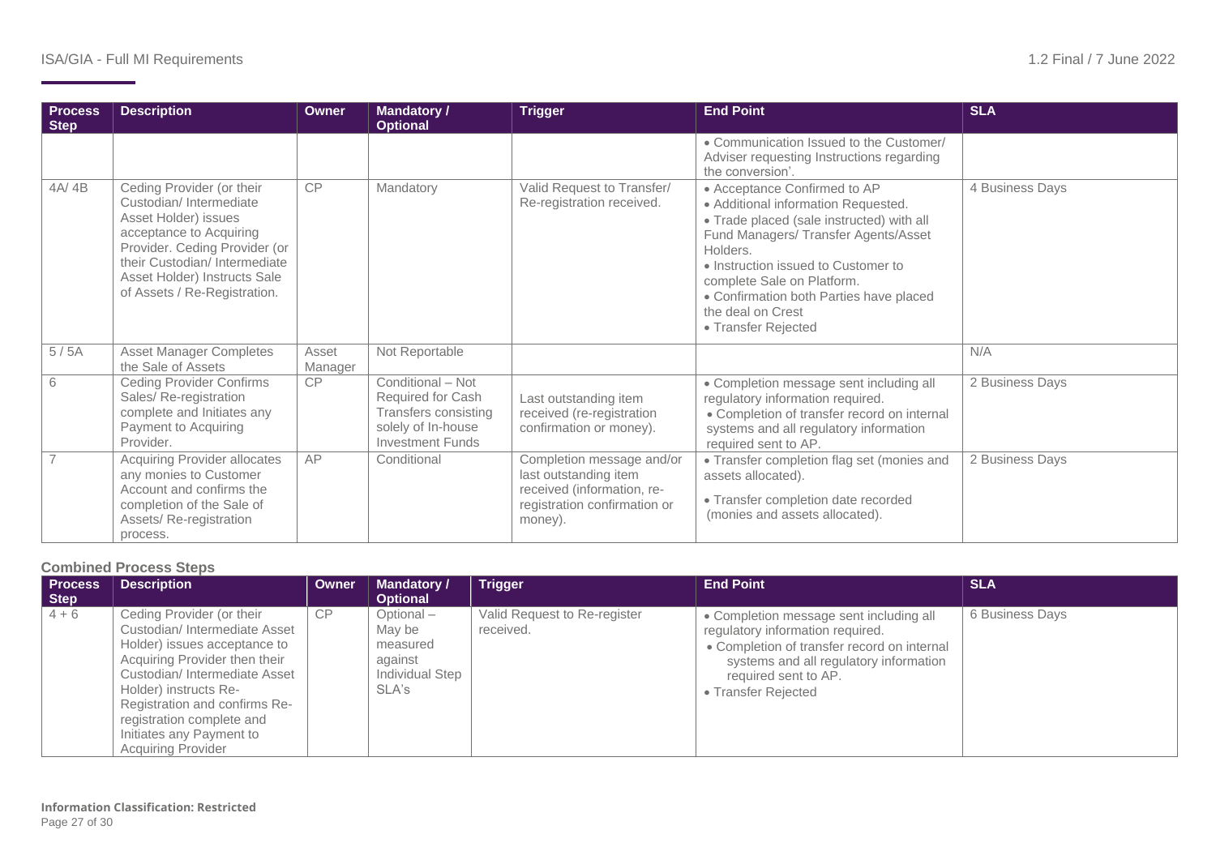| Process Step | Description | Owner | Mandatory / Optional | Trigger | End Point | SLA |
|---|---|---|---|---|---|---|
| | | | | | • Communication Issued to the Customer/ Adviser requesting Instructions regarding the conversion'. | |
| 4A/ 4B | Ceding Provider (or their Custodian/ Intermediate Asset Holder) issues acceptance to Acquiring Provider. Ceding Provider (or their Custodian/ Intermediate Asset Holder) Instructs Sale of Assets / Re-Registration. | CP | Mandatory | Valid Request to Transfer/ Re-registration received. | • Acceptance Confirmed to AP<br>• Additional information Requested.<br>• Trade placed (sale instructed) with all Fund Managers/ Transfer Agents/Asset Holders.<br>• Instruction issued to Customer to complete Sale on Platform.<br>• Confirmation both Parties have placed the deal on Crest<br>• Transfer Rejected | 4 Business Days |
| 5 / 5A | Asset Manager Completes the Sale of Assets | Asset Manager | Not Reportable | | | N/A |
| 6 | Ceding Provider Confirms Sales/ Re-registration complete and Initiates any Payment to Acquiring Provider. | CP | Conditional – Not Required for Cash Transfers consisting solely of In-house Investment Funds | Last outstanding item received (re-registration confirmation or money). | • Completion message sent including all regulatory information required.<br>• Completion of transfer record on internal systems and all regulatory information required sent to AP. | 2 Business Days |
| 7 | Acquiring Provider allocates any monies to Customer Account and confirms the completion of the Sale of Assets/ Re-registration process. | AP | Conditional | Completion message and/or last outstanding item received (information, re-registration confirmation or money). | • Transfer completion flag set (monies and assets allocated).<br>• Transfer completion date recorded (monies and assets allocated). | 2 Business Days |

### Combined Process Steps

| Process Step | Description | Owner | Mandatory / Optional | Trigger | End Point | SLA |
|---|---|---|---|---|---|---|
| 4 + 6 | Ceding Provider (or their Custodian/ Intermediate Asset Holder) issues acceptance to Acquiring Provider then their Custodian/ Intermediate Asset Holder) instructs Re-Registration and confirms Re-registration complete and Initiates any Payment to Acquiring Provider | CP | Optional – May be measured against Individual Step SLA's | Valid Request to Re-register received. | • Completion message sent including all regulatory information required.<br>• Completion of transfer record on internal systems and all regulatory information required sent to AP.<br>• Transfer Rejected | 6 Business Days |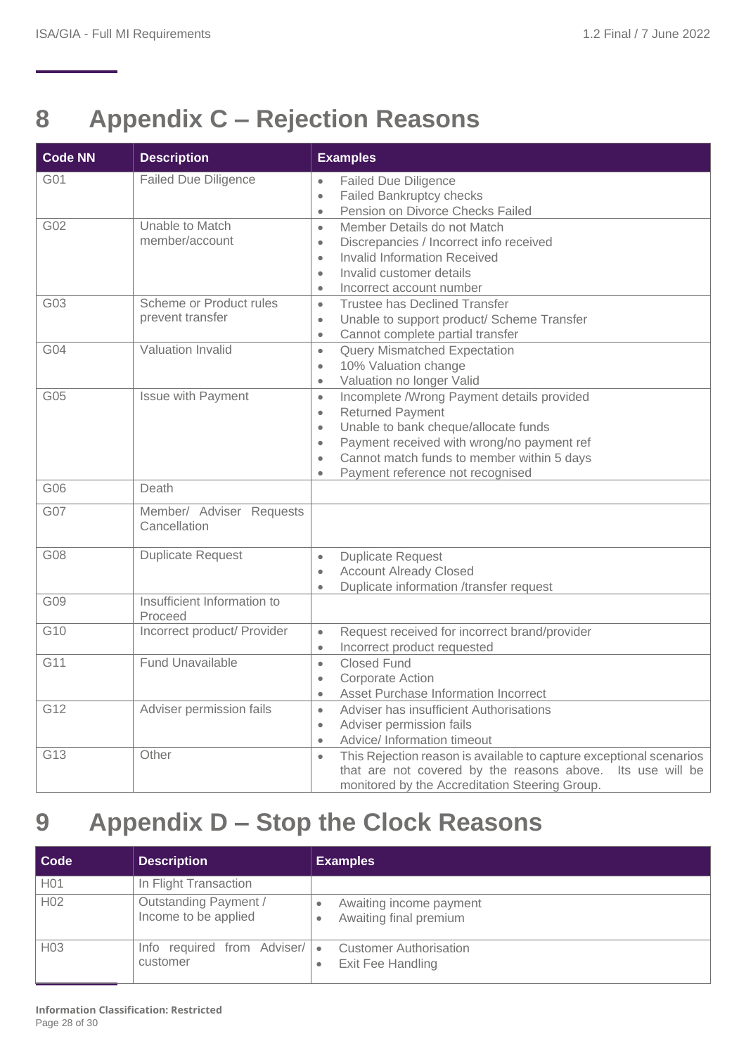# 8 Appendix C – Rejection Reasons

| Code NN | Description | Examples |
|---|---|---|
| G01 | Failed Due Diligence | • Failed Due Diligence<br>• Failed Bankruptcy checks<br>• Pension on Divorce Checks Failed |
| G02 | Unable to Match member/account | • Member Details do not Match<br>• Discrepancies / Incorrect info received<br>• Invalid Information Received<br>• Invalid customer details<br>• Incorrect account number |
| G03 | Scheme or Product rules prevent transfer | • Trustee has Declined Transfer<br>• Unable to support product/ Scheme Transfer<br>• Cannot complete partial transfer |
| G04 | Valuation Invalid | • Query Mismatched Expectation<br>• 10% Valuation change<br>• Valuation no longer Valid |
| G05 | Issue with Payment | • Incomplete /Wrong Payment details provided<br>• Returned Payment<br>• Unable to bank cheque/allocate funds<br>• Payment received with wrong/no payment ref<br>• Cannot match funds to member within 5 days<br>• Payment reference not recognised |
| G06 | Death | |
| G07 | Member/ Adviser Requests Cancellation | |
| G08 | Duplicate Request | • Duplicate Request<br>• Account Already Closed<br>• Duplicate information /transfer request |
| G09 | Insufficient Information to Proceed | |
| G10 | Incorrect product/ Provider | • Request received for incorrect brand/provider<br>• Incorrect product requested |
| G11 | Fund Unavailable | • Closed Fund<br>• Corporate Action<br>• Asset Purchase Information Incorrect |
| G12 | Adviser permission fails | • Adviser has insufficient Authorisations<br>• Adviser permission fails<br>• Advice/ Information timeout |
| G13 | Other | • This Rejection reason is available to capture exceptional scenarios that are not covered by the reasons above. Its use will be monitored by the Accreditation Steering Group. |

# 9 Appendix D – Stop the Clock Reasons

| Code | Description | Examples |
|---|---|---|
| H01 | In Flight Transaction | |
| H02 | Outstanding Payment / Income to be applied | • Awaiting income payment<br>• Awaiting final premium |
| H03 | Info required from Adviser/ customer | • Customer Authorisation<br>• Exit Fee Handling |

**Information Classification: Restricted**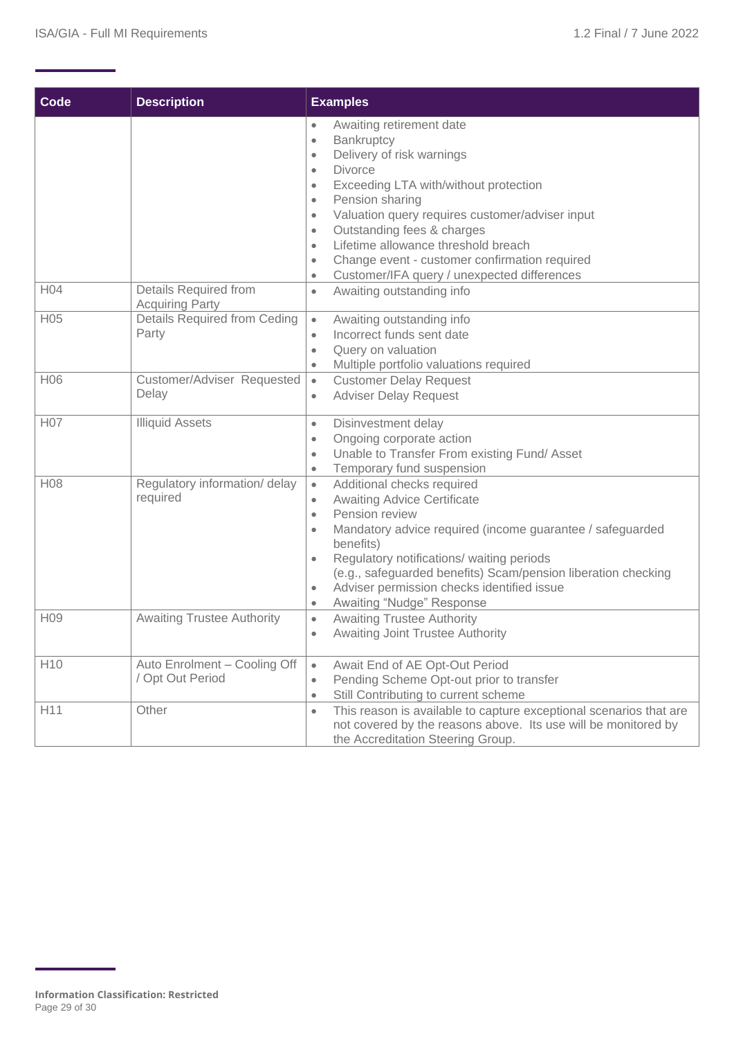| Code | Description | Examples |
| --- | --- | --- |
| | | • Awaiting retirement date<br>• Bankruptcy<br>• Delivery of risk warnings<br>• Divorce<br>• Exceeding LTA with/without protection<br>• Pension sharing<br>• Valuation query requires customer/adviser input<br>• Outstanding fees & charges<br>• Lifetime allowance threshold breach<br>• Change event - customer confirmation required<br>• Customer/IFA query / unexpected differences |
| H04 | Details Required from Acquiring Party | • Awaiting outstanding info |
| H05 | Details Required from Ceding Party | • Awaiting outstanding info<br>• Incorrect funds sent date<br>• Query on valuation<br>• Multiple portfolio valuations required |
| H06 | Customer/Adviser Requested Delay | • Customer Delay Request<br>• Adviser Delay Request |
| H07 | Illiquid Assets | • Disinvestment delay<br>• Ongoing corporate action<br>• Unable to Transfer From existing Fund/ Asset<br>• Temporary fund suspension |
| H08 | Regulatory information/ delay required | • Additional checks required<br>• Awaiting Advice Certificate<br>• Pension review<br>• Mandatory advice required (income guarantee / safeguarded benefits)<br>• Regulatory notifications/ waiting periods (e.g., safeguarded benefits) Scam/pension liberation checking<br>• Adviser permission checks identified issue<br>• Awaiting "Nudge" Response |
| H09 | Awaiting Trustee Authority | • Awaiting Trustee Authority<br>• Awaiting Joint Trustee Authority |
| H10 | Auto Enrolment – Cooling Off / Opt Out Period | • Await End of AE Opt-Out Period<br>• Pending Scheme Opt-out prior to transfer<br>• Still Contributing to current scheme |
| H11 | Other | • This reason is available to capture exceptional scenarios that are not covered by the reasons above. Its use will be monitored by the Accreditation Steering Group. |

**Information Classification: Restricted**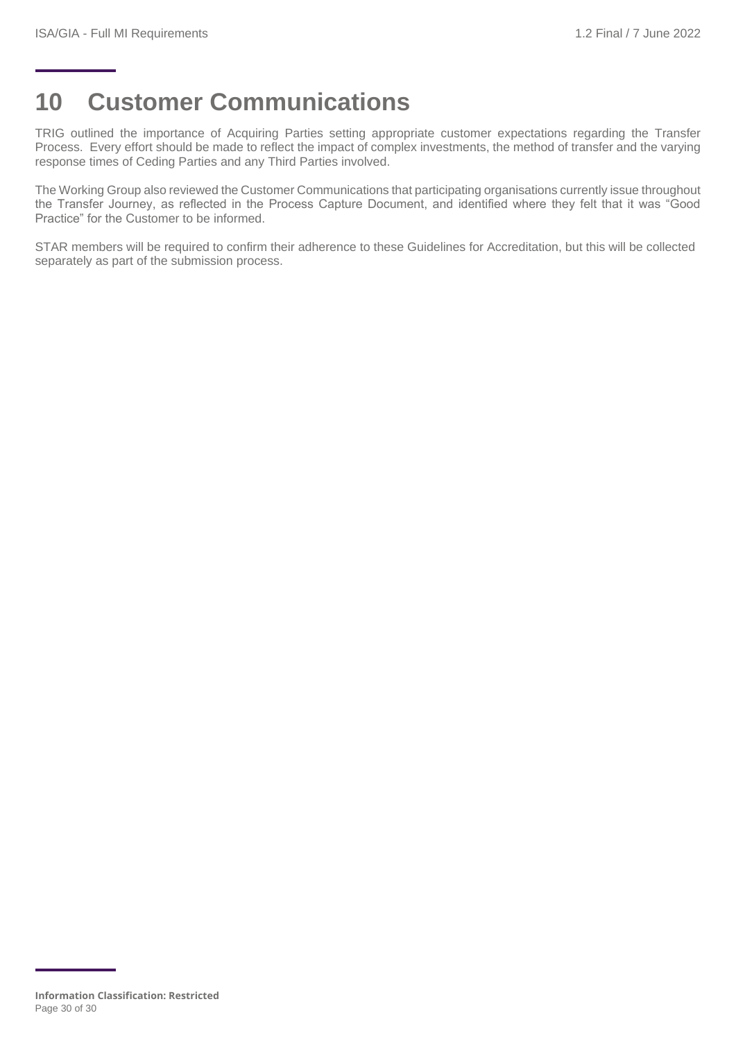# 10 Customer Communications

TRIG outlined the importance of Acquiring Parties setting appropriate customer expectations regarding the Transfer Process. Every effort should be made to reflect the impact of complex investments, the method of transfer and the varying response times of Ceding Parties and any Third Parties involved.

The Working Group also reviewed the Customer Communications that participating organisations currently issue throughout the Transfer Journey, as reflected in the Process Capture Document, and identified where they felt that it was "Good Practice" for the Customer to be informed.

STAR members will be required to confirm their adherence to these Guidelines for Accreditation, but this will be collected separately as part of the submission process.